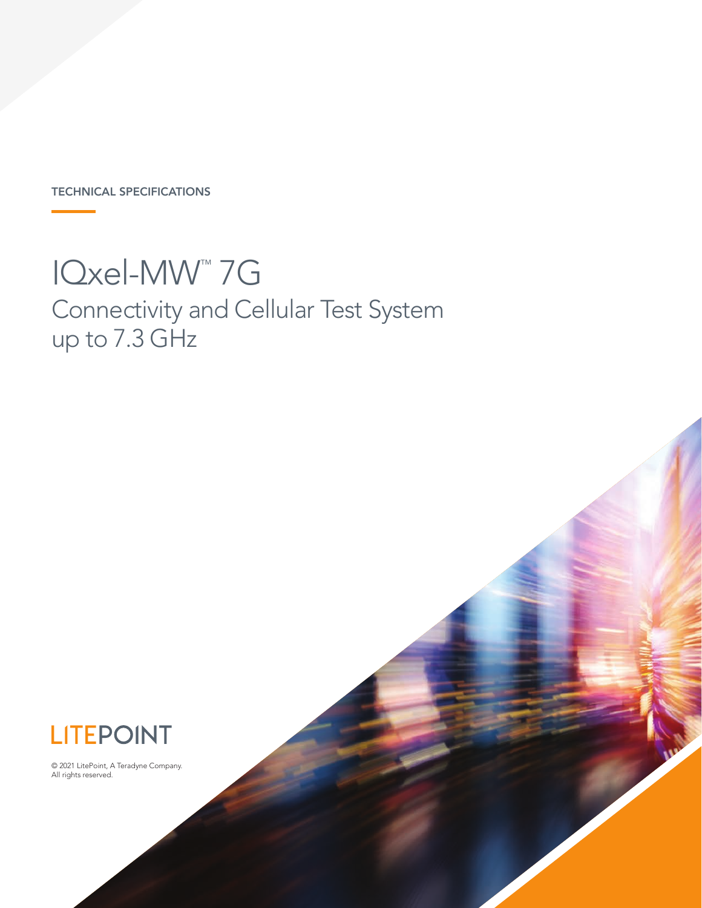TECHNICAL SPECIFICATIONS

# IQxel-MW™ 7G

## Connectivity and Cellular Test System up to 7.3 GHz

LITEPOINT

© 2021 LitePoint, A Teradyne Company.
All rights reserved.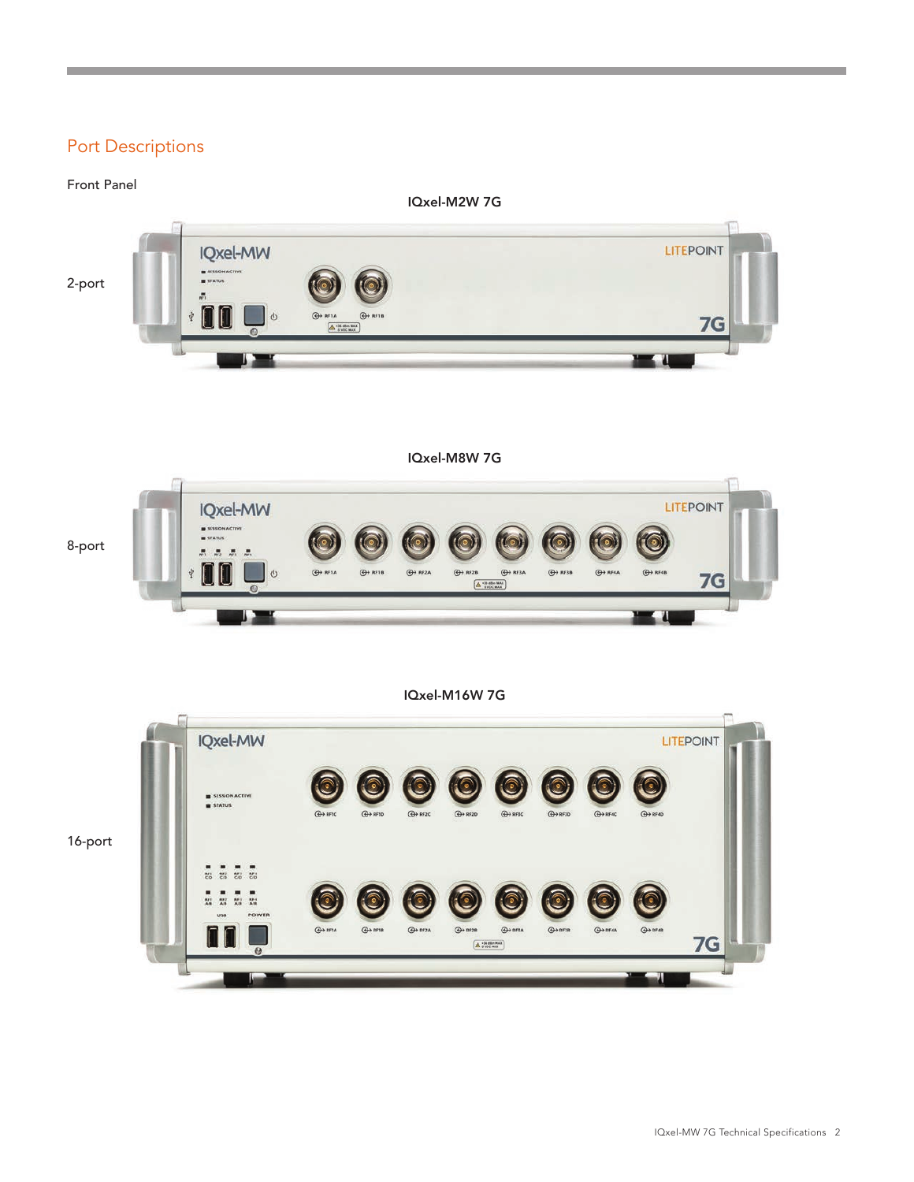## Port Descriptions

Front Panel

**IQxel-M2W 7G**

2-port

**IQxel-M8W 7G**

8-port

**IQxel-M16W 7G**

16-port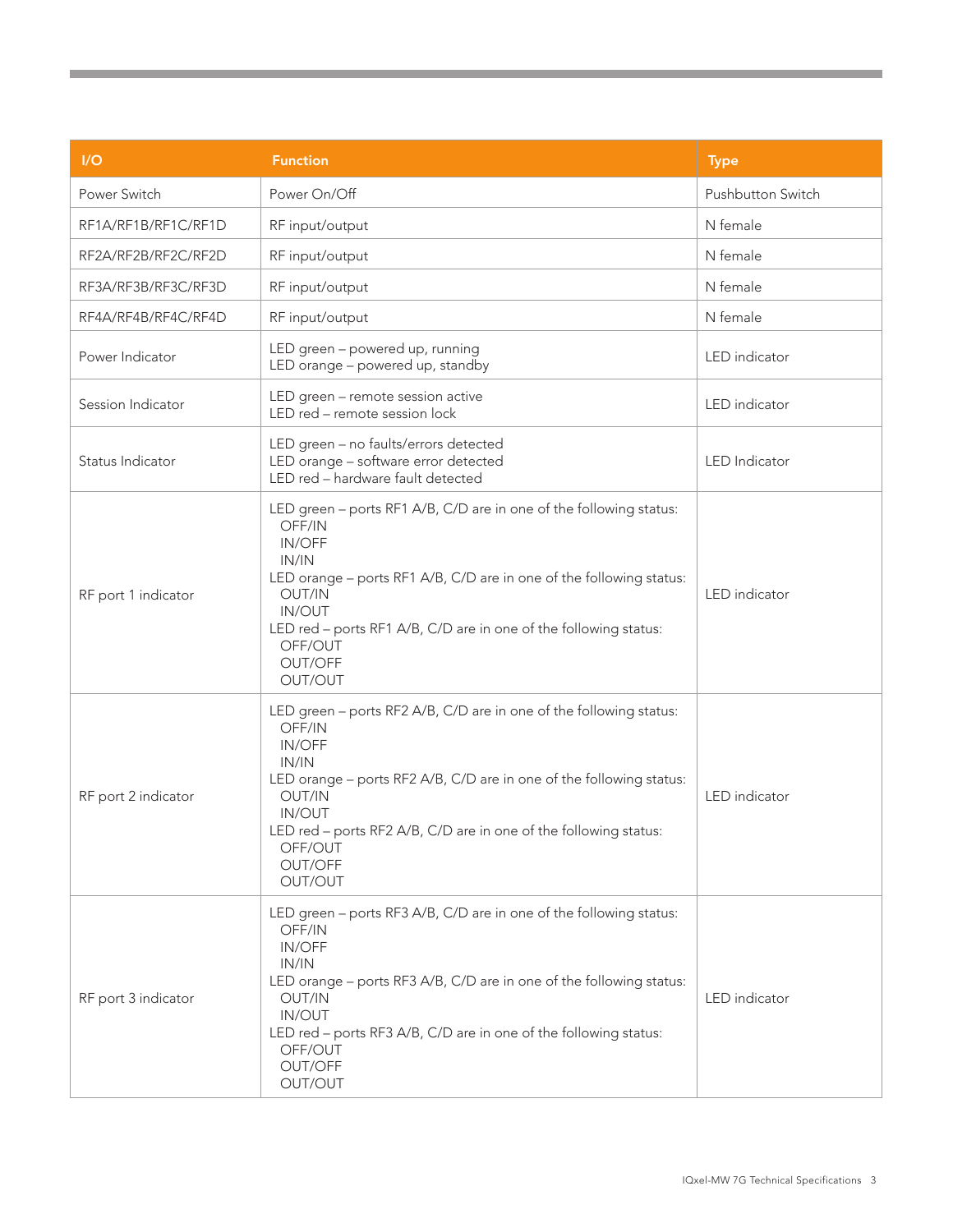| I/O | Function | Type |
| --- | --- | --- |
| Power Switch | Power On/Off | Pushbutton Switch |
| RF1A/RF1B/RF1C/RF1D | RF input/output | N female |
| RF2A/RF2B/RF2C/RF2D | RF input/output | N female |
| RF3A/RF3B/RF3C/RF3D | RF input/output | N female |
| RF4A/RF4B/RF4C/RF4D | RF input/output | N female |
| Power Indicator | LED green – powered up, running<br>LED orange – powered up, standby | LED indicator |
| Session Indicator | LED green – remote session active<br>LED red – remote session lock | LED indicator |
| Status Indicator | LED green – no faults/errors detected<br>LED orange – software error detected<br>LED red – hardware fault detected | LED Indicator |
| RF port 1 indicator | LED green – ports RF1 A/B, C/D are in one of the following status:<br>OFF/IN<br>IN/OFF<br>IN/IN<br>LED orange – ports RF1 A/B, C/D are in one of the following status:<br>OUT/IN<br>IN/OUT<br>LED red – ports RF1 A/B, C/D are in one of the following status:<br>OFF/OUT<br>OUT/OFF<br>OUT/OUT | LED indicator |
| RF port 2 indicator | LED green – ports RF2 A/B, C/D are in one of the following status:<br>OFF/IN<br>IN/OFF<br>IN/IN<br>LED orange – ports RF2 A/B, C/D are in one of the following status:<br>OUT/IN<br>IN/OUT<br>LED red – ports RF2 A/B, C/D are in one of the following status:<br>OFF/OUT<br>OUT/OFF<br>OUT/OUT | LED indicator |
| RF port 3 indicator | LED green – ports RF3 A/B, C/D are in one of the following status:<br>OFF/IN<br>IN/OFF<br>IN/IN<br>LED orange – ports RF3 A/B, C/D are in one of the following status:<br>OUT/IN<br>IN/OUT<br>LED red – ports RF3 A/B, C/D are in one of the following status:<br>OFF/OUT<br>OUT/OFF<br>OUT/OUT | LED indicator |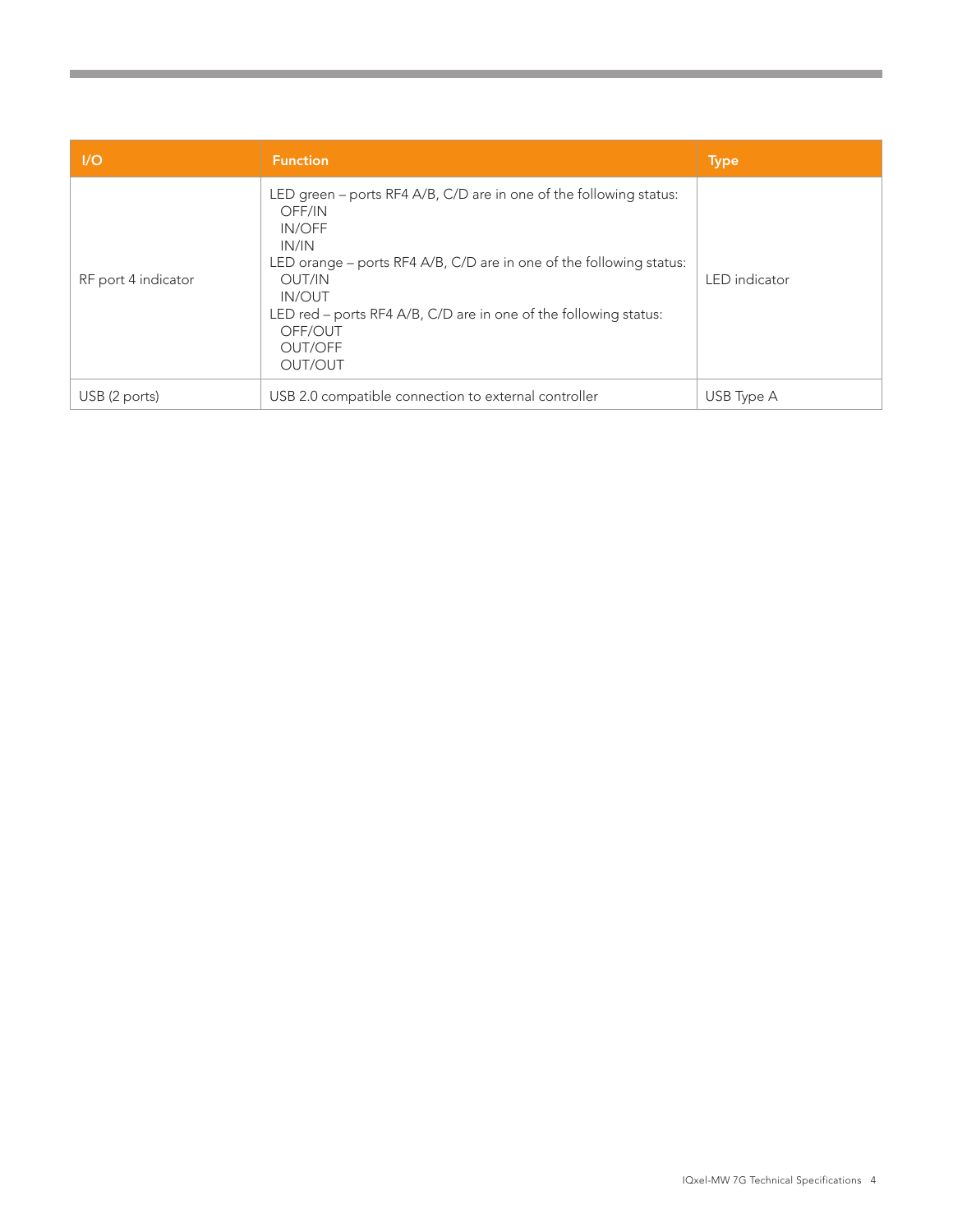| I/O | Function | Type |
|---|---|---|
| RF port 4 indicator | LED green – ports RF4 A/B, C/D are in one of the following status:<br>OFF/IN<br>IN/OFF<br>IN/IN<br>LED orange – ports RF4 A/B, C/D are in one of the following status:<br>OUT/IN<br>IN/OUT<br>LED red – ports RF4 A/B, C/D are in one of the following status:<br>OFF/OUT<br>OUT/OFF<br>OUT/OUT | LED indicator |
| USB (2 ports) | USB 2.0 compatible connection to external controller | USB Type A |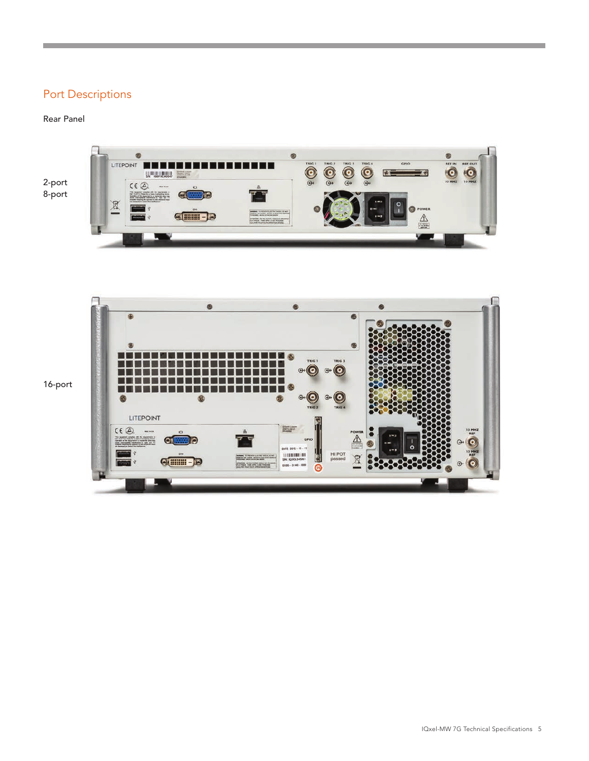## Port Descriptions

Rear Panel

2-port
8-port

16-port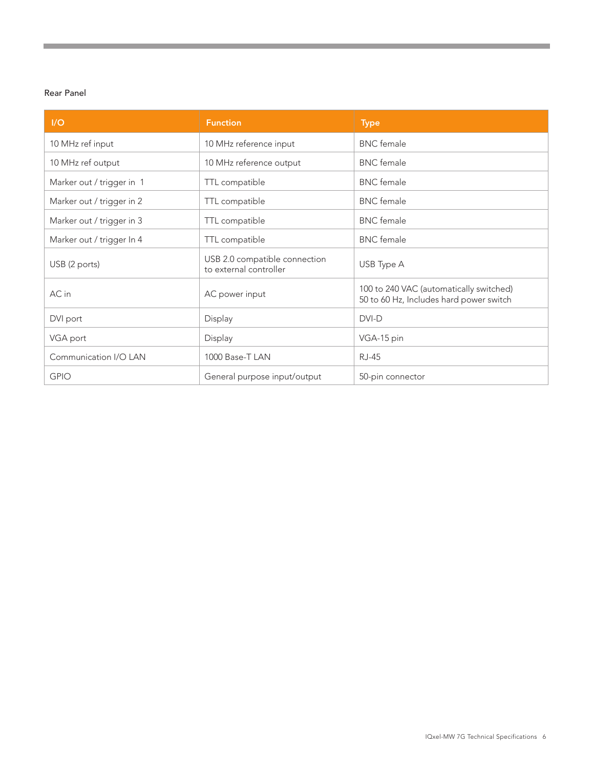Rear Panel

| I/O | Function | Type |
|---|---|---|
| 10 MHz ref input | 10 MHz reference input | BNC female |
| 10 MHz ref output | 10 MHz reference output | BNC female |
| Marker out / trigger in 1 | TTL compatible | BNC female |
| Marker out / trigger in 2 | TTL compatible | BNC female |
| Marker out / trigger in 3 | TTL compatible | BNC female |
| Marker out / trigger In 4 | TTL compatible | BNC female |
| USB (2 ports) | USB 2.0 compatible connection to external controller | USB Type A |
| AC in | AC power input | 100 to 240 VAC (automatically switched) 50 to 60 Hz, Includes hard power switch |
| DVI port | Display | DVI-D |
| VGA port | Display | VGA-15 pin |
| Communication I/O LAN | 1000 Base-T LAN | RJ-45 |
| GPIO | General purpose input/output | 50-pin connector |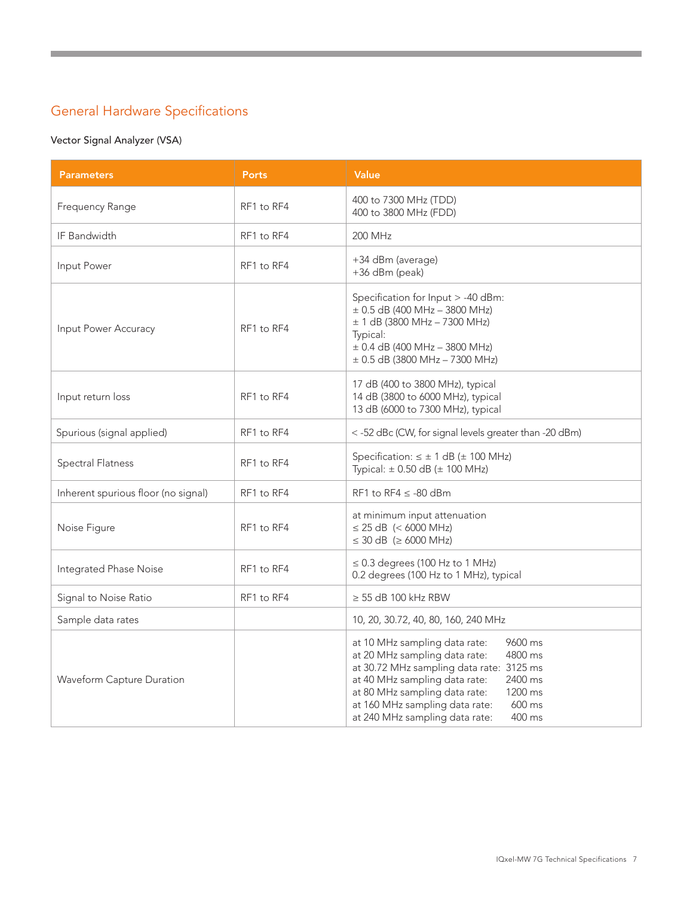## General Hardware Specifications

### Vector Signal Analyzer (VSA)

| Parameters | Ports | Value |
|---|---|---|
| Frequency Range | RF1 to RF4 | 400 to 7300 MHz (TDD)<br>400 to 3800 MHz (FDD) |
| IF Bandwidth | RF1 to RF4 | 200 MHz |
| Input Power | RF1 to RF4 | +34 dBm (average)<br>+36 dBm (peak) |
| Input Power Accuracy | RF1 to RF4 | Specification for Input > -40 dBm:<br>± 0.5 dB (400 MHz – 3800 MHz)<br>± 1 dB (3800 MHz – 7300 MHz)<br>Typical:<br>± 0.4 dB (400 MHz – 3800 MHz)<br>± 0.5 dB (3800 MHz – 7300 MHz) |
| Input return loss | RF1 to RF4 | 17 dB (400 to 3800 MHz), typical<br>14 dB (3800 to 6000 MHz), typical<br>13 dB (6000 to 7300 MHz), typical |
| Spurious (signal applied) | RF1 to RF4 | < -52 dBc (CW, for signal levels greater than -20 dBm) |
| Spectral Flatness | RF1 to RF4 | Specification: ≤ ± 1 dB (± 100 MHz)<br>Typical: ± 0.50 dB (± 100 MHz) |
| Inherent spurious floor (no signal) | RF1 to RF4 | RF1 to RF4 ≤ -80 dBm |
| Noise Figure | RF1 to RF4 | at minimum input attenuation<br>≤ 25 dB (< 6000 MHz)<br>≤ 30 dB (≥ 6000 MHz) |
| Integrated Phase Noise | RF1 to RF4 | ≤ 0.3 degrees (100 Hz to 1 MHz)<br>0.2 degrees (100 Hz to 1 MHz), typical |
| Signal to Noise Ratio | RF1 to RF4 | ≥ 55 dB 100 kHz RBW |
| Sample data rates | | 10, 20, 30.72, 40, 80, 160, 240 MHz |
| Waveform Capture Duration | | at 10 MHz sampling data rate: 9600 ms<br>at 20 MHz sampling data rate: 4800 ms<br>at 30.72 MHz sampling data rate: 3125 ms<br>at 40 MHz sampling data rate: 2400 ms<br>at 80 MHz sampling data rate: 1200 ms<br>at 160 MHz sampling data rate: 600 ms<br>at 240 MHz sampling data rate: 400 ms |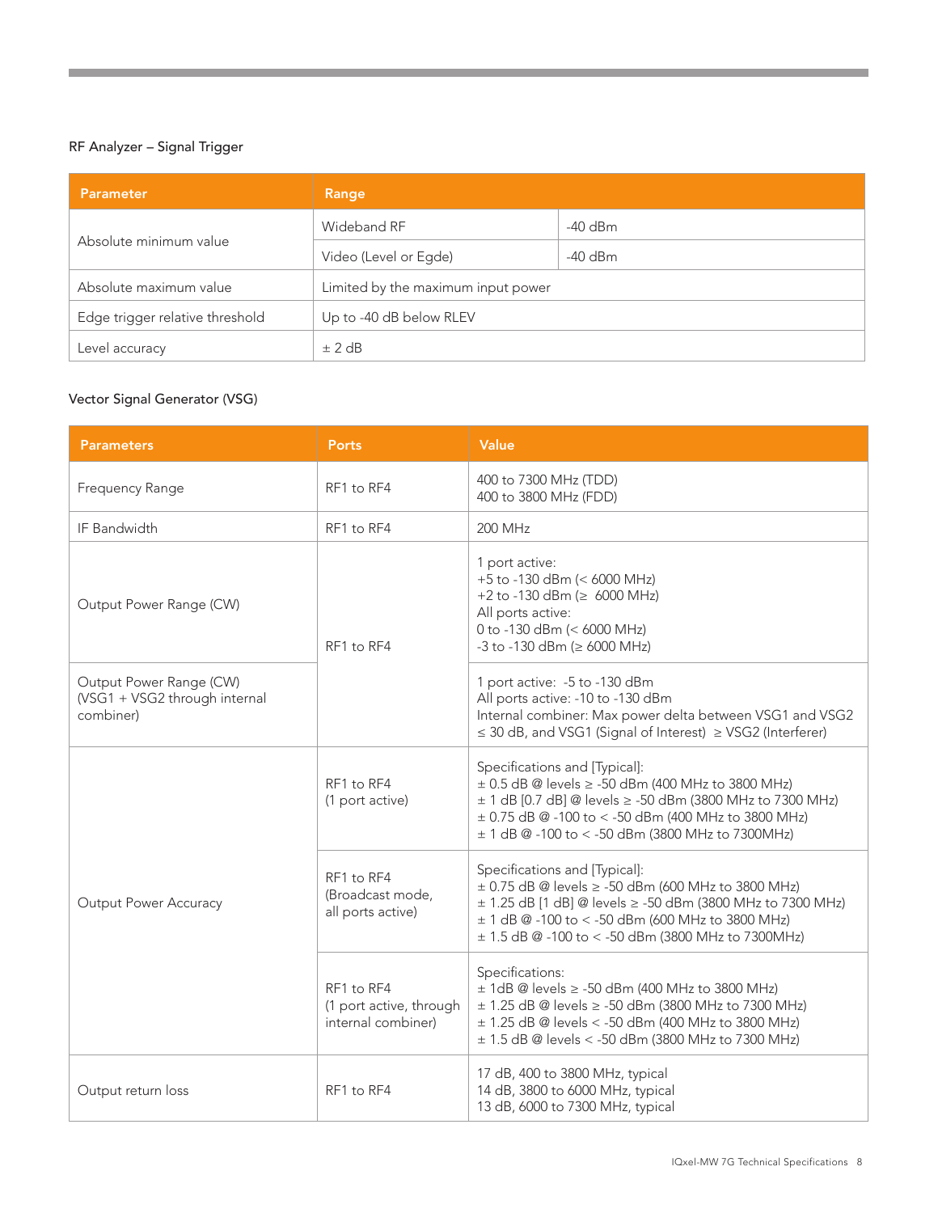RF Analyzer – Signal Trigger

| Parameter | Range | |
|---|---|---|
| Absolute minimum value | Wideband RF | -40 dBm |
| | Video (Level or Egde) | -40 dBm |
| Absolute maximum value | Limited by the maximum input power | |
| Edge trigger relative threshold | Up to -40 dB below RLEV | |
| Level accuracy | ± 2 dB | |

Vector Signal Generator (VSG)

| Parameters | Ports | Value |
|---|---|---|
| Frequency Range | RF1 to RF4 | 400 to 7300 MHz (TDD)<br>400 to 3800 MHz (FDD) |
| IF Bandwidth | RF1 to RF4 | 200 MHz |
| Output Power Range (CW) | RF1 to RF4 | 1 port active:<br>+5 to -130 dBm (< 6000 MHz)<br>+2 to -130 dBm (≥ 6000 MHz)<br>All ports active:<br>0 to -130 dBm (< 6000 MHz)<br>-3 to -130 dBm (≥ 6000 MHz) |
| Output Power Range (CW) (VSG1 + VSG2 through internal combiner) | RF1 to RF4 | 1 port active: -5 to -130 dBm<br>All ports active: -10 to -130 dBm<br>Internal combiner: Max power delta between VSG1 and VSG2 ≤ 30 dB, and VSG1 (Signal of Interest) ≥ VSG2 (Interferer) |
| Output Power Accuracy | RF1 to RF4<br>(1 port active) | Specifications and [Typical]:<br>± 0.5 dB @ levels ≥ -50 dBm (400 MHz to 3800 MHz)<br>± 1 dB [0.7 dB] @ levels ≥ -50 dBm (3800 MHz to 7300 MHz)<br>± 0.75 dB @ -100 to < -50 dBm (400 MHz to 3800 MHz)<br>± 1 dB @ -100 to < -50 dBm (3800 MHz to 7300MHz) |
| | RF1 to RF4<br>(Broadcast mode, all ports active) | Specifications and [Typical]:<br>± 0.75 dB @ levels ≥ -50 dBm (600 MHz to 3800 MHz)<br>± 1.25 dB [1 dB] @ levels ≥ -50 dBm (3800 MHz to 7300 MHz)<br>± 1 dB @ -100 to < -50 dBm (600 MHz to 3800 MHz)<br>± 1.5 dB @ -100 to < -50 dBm (3800 MHz to 7300MHz) |
| | RF1 to RF4<br>(1 port active, through internal combiner) | Specifications:<br>± 1dB @ levels ≥ -50 dBm (400 MHz to 3800 MHz)<br>± 1.25 dB @ levels ≥ -50 dBm (3800 MHz to 7300 MHz)<br>± 1.25 dB @ levels < -50 dBm (400 MHz to 3800 MHz)<br>± 1.5 dB @ levels < -50 dBm (3800 MHz to 7300 MHz) |
| Output return loss | RF1 to RF4 | 17 dB, 400 to 3800 MHz, typical<br>14 dB, 3800 to 6000 MHz, typical<br>13 dB, 6000 to 7300 MHz, typical |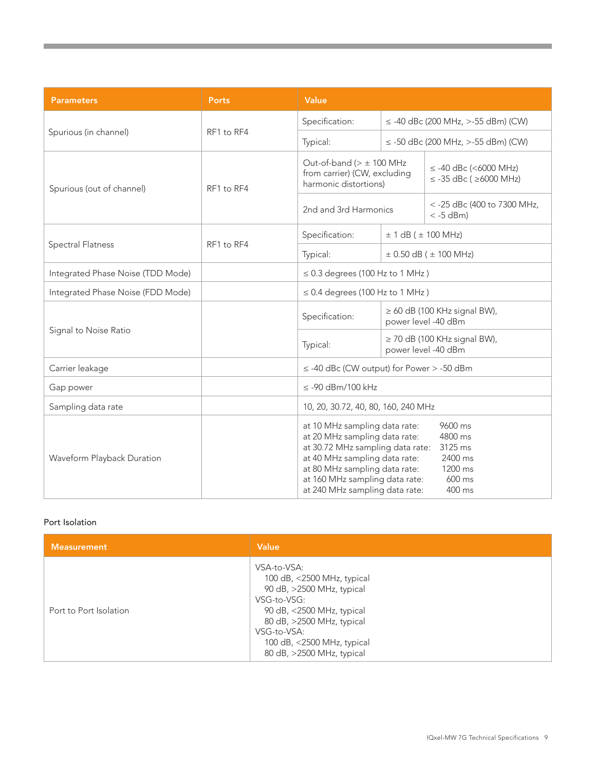| Parameters | Ports | Value | |
|---|---|---|---|
| Spurious (in channel) | RF1 to RF4 | Specification: | ≤ -40 dBc (200 MHz, >-55 dBm) (CW) |
| | | Typical: | ≤ -50 dBc (200 MHz, >-55 dBm) (CW) |
| Spurious (out of channel) | RF1 to RF4 | Out-of-band (> ± 100 MHz from carrier) (CW, excluding harmonic distortions) | ≤ -40 dBc (<6000 MHz)<br>≤ -35 dBc ( ≥6000 MHz) |
| | | 2nd and 3rd Harmonics | < -25 dBc (400 to 7300 MHz, < -5 dBm) |
| Spectral Flatness | RF1 to RF4 | Specification: | ± 1 dB ( ± 100 MHz) |
| | | Typical: | ± 0.50 dB ( ± 100 MHz) |
| Integrated Phase Noise (TDD Mode) | | ≤ 0.3 degrees (100 Hz to 1 MHz ) | |
| Integrated Phase Noise (FDD Mode) | | ≤ 0.4 degrees (100 Hz to 1 MHz ) | |
| Signal to Noise Ratio | | Specification: | ≥ 60 dB (100 KHz signal BW), power level -40 dBm |
| | | Typical: | ≥ 70 dB (100 KHz signal BW), power level -40 dBm |
| Carrier leakage | | ≤ -40 dBc (CW output) for Power > -50 dBm | |
| Gap power | | ≤ -90 dBm/100 kHz | |
| Sampling data rate | | 10, 20, 30.72, 40, 80, 160, 240 MHz | |
| Waveform Playback Duration | | at 10 MHz sampling data rate: 9600 ms<br>at 20 MHz sampling data rate: 4800 ms<br>at 30.72 MHz sampling data rate: 3125 ms<br>at 40 MHz sampling data rate: 2400 ms<br>at 80 MHz sampling data rate: 1200 ms<br>at 160 MHz sampling data rate: 600 ms<br>at 240 MHz sampling data rate: 400 ms | |

Port Isolation

| Measurement | Value |
|---|---|
| Port to Port Isolation | VSA-to-VSA:<br>100 dB, <2500 MHz, typical<br>90 dB, >2500 MHz, typical<br>VSG-to-VSG:<br>90 dB, <2500 MHz, typical<br>80 dB, >2500 MHz, typical<br>VSG-to-VSA:<br>100 dB, <2500 MHz, typical<br>80 dB, >2500 MHz, typical |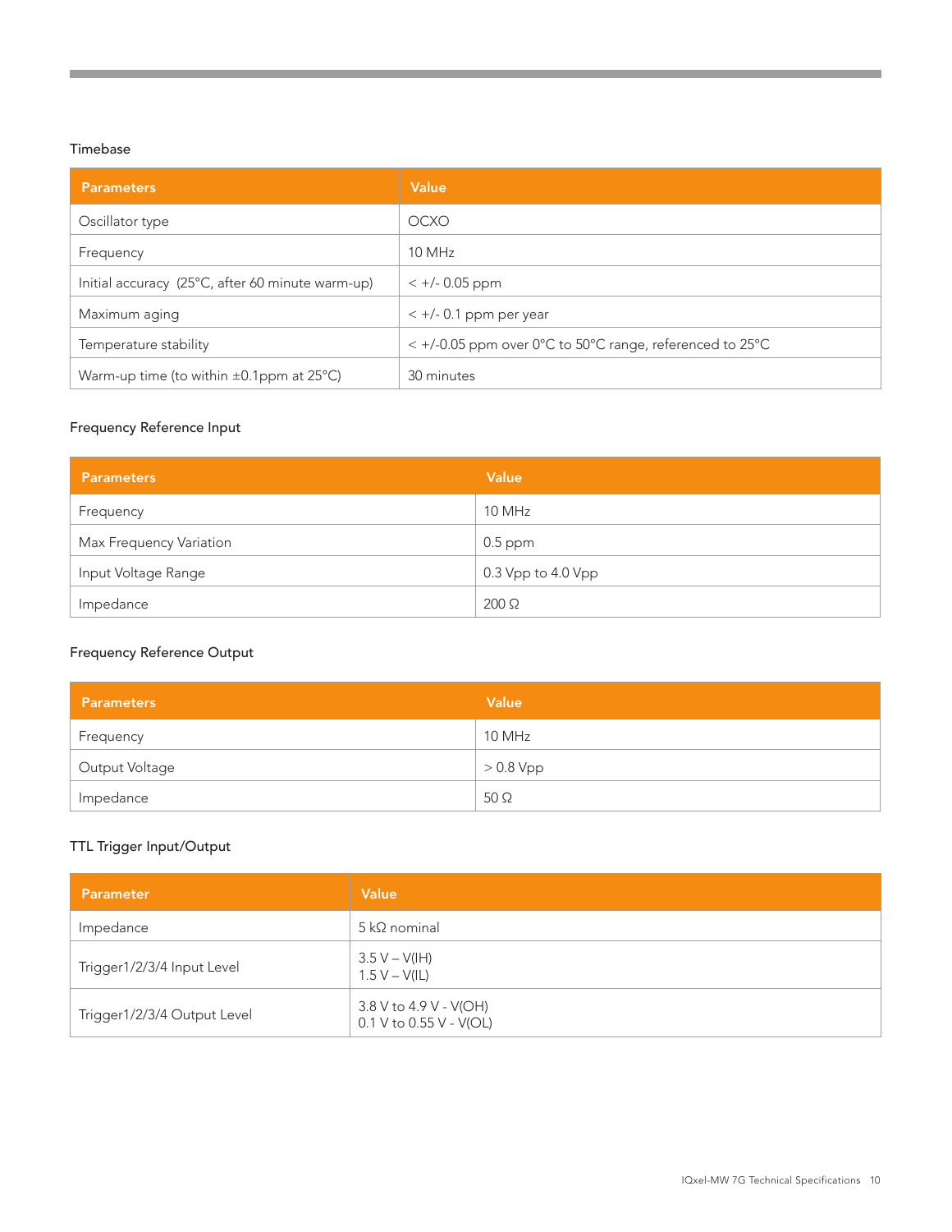### Timebase

| Parameters | Value |
|---|---|
| Oscillator type | OCXO |
| Frequency | 10 MHz |
| Initial accuracy (25°C, after 60 minute warm-up) | < +/- 0.05 ppm |
| Maximum aging | < +/- 0.1 ppm per year |
| Temperature stability | < +/-0.05 ppm over 0°C to 50°C range, referenced to 25°C |
| Warm-up time (to within ±0.1ppm at 25°C) | 30 minutes |

### Frequency Reference Input

| Parameters | Value |
|---|---|
| Frequency | 10 MHz |
| Max Frequency Variation | 0.5 ppm |
| Input Voltage Range | 0.3 Vpp to 4.0 Vpp |
| Impedance | 200 Ω |

### Frequency Reference Output

| Parameters | Value |
|---|---|
| Frequency | 10 MHz |
| Output Voltage | > 0.8 Vpp |
| Impedance | 50 Ω |

### TTL Trigger Input/Output

| Parameter | Value |
|---|---|
| Impedance | 5 kΩ nominal |
| Trigger1/2/3/4 Input Level | 3.5 V – V(IH)<br>1.5 V – V(IL) |
| Trigger1/2/3/4 Output Level | 3.8 V to 4.9 V - V(OH)<br>0.1 V to 0.55 V - V(OL) |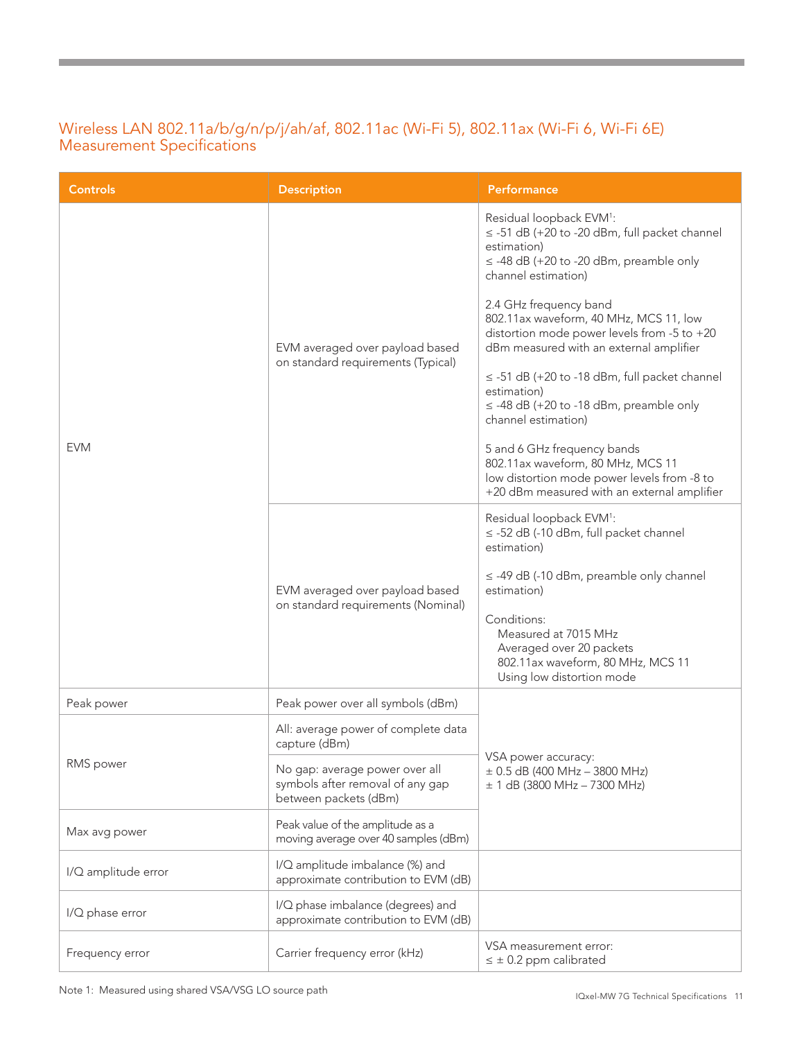## Wireless LAN 802.11a/b/g/n/p/j/ah/af, 802.11ac (Wi-Fi 5), 802.11ax (Wi-Fi 6, Wi-Fi 6E) Measurement Specifications

| Controls | Description | Performance |
|---|---|---|
| EVM | EVM averaged over payload based on standard requirements (Typical) | Residual loopback EVM[1]:<br>≤ -51 dB (+20 to -20 dBm, full packet channel estimation)<br>≤ -48 dB (+20 to -20 dBm, preamble only channel estimation)<br><br>2.4 GHz frequency band<br>802.11ax waveform, 40 MHz, MCS 11, low distortion mode power levels from -5 to +20 dBm measured with an external amplifier<br><br>≤ -51 dB (+20 to -18 dBm, full packet channel estimation)<br>≤ -48 dB (+20 to -18 dBm, preamble only channel estimation)<br><br>5 and 6 GHz frequency bands<br>802.11ax waveform, 80 MHz, MCS 11<br>low distortion mode power levels from -8 to +20 dBm measured with an external amplifier |
| | EVM averaged over payload based on standard requirements (Nominal) | Residual loopback EVM[1]:<br>≤ -52 dB (-10 dBm, full packet channel estimation)<br><br>≤ -49 dB (-10 dBm, preamble only channel estimation)<br><br>Conditions:<br>Measured at 7015 MHz<br>Averaged over 20 packets<br>802.11ax waveform, 80 MHz, MCS 11<br>Using low distortion mode |
| Peak power | Peak power over all symbols (dBm) | VSA power accuracy:<br>± 0.5 dB (400 MHz – 3800 MHz)<br>± 1 dB (3800 MHz – 7300 MHz) |
| RMS power | All: average power of complete data capture (dBm) | |
| | No gap: average power over all symbols after removal of any gap between packets (dBm) | |
| Max avg power | Peak value of the amplitude as a moving average over 40 samples (dBm) | |
| I/Q amplitude error | I/Q amplitude imbalance (%) and approximate contribution to EVM (dB) | |
| I/Q phase error | I/Q phase imbalance (degrees) and approximate contribution to EVM (dB) | |
| Frequency error | Carrier frequency error (kHz) | VSA measurement error:<br>≤ ± 0.2 ppm calibrated |

Note 1: Measured using shared VSA/VSG LO source path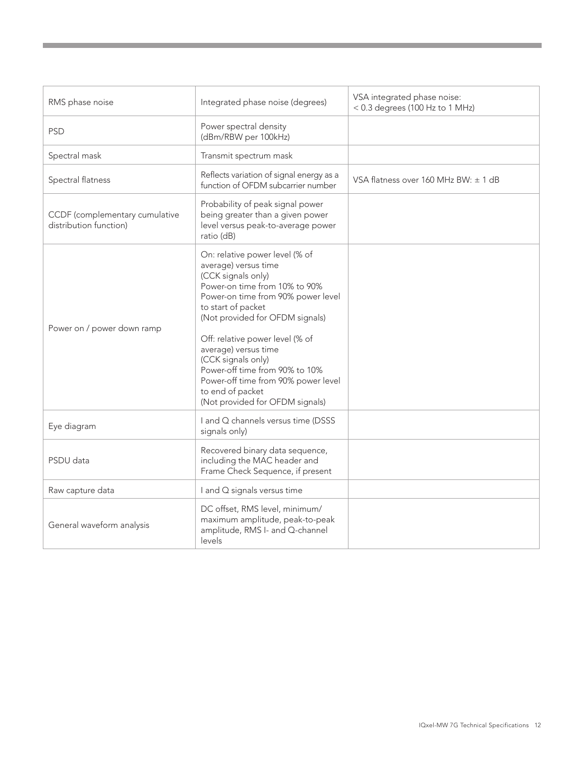| | | |
|---|---|---|
| RMS phase noise | Integrated phase noise (degrees) | VSA integrated phase noise: < 0.3 degrees (100 Hz to 1 MHz) |
| PSD | Power spectral density (dBm/RBW per 100kHz) | |
| Spectral mask | Transmit spectrum mask | |
| Spectral flatness | Reflects variation of signal energy as a function of OFDM subcarrier number | VSA flatness over 160 MHz BW: ± 1 dB |
| CCDF (complementary cumulative distribution function) | Probability of peak signal power being greater than a given power level versus peak-to-average power ratio (dB) | |
| Power on / power down ramp | On: relative power level (% of average) versus time (CCK signals only) Power-on time from 10% to 90% Power-on time from 90% power level to start of packet (Not provided for OFDM signals)<br><br>Off: relative power level (% of average) versus time (CCK signals only) Power-off time from 90% to 10% Power-off time from 90% power level to end of packet (Not provided for OFDM signals) | |
| Eye diagram | I and Q channels versus time (DSSS signals only) | |
| PSDU data | Recovered binary data sequence, including the MAC header and Frame Check Sequence, if present | |
| Raw capture data | I and Q signals versus time | |
| General waveform analysis | DC offset, RMS level, minimum/maximum amplitude, peak-to-peak amplitude, RMS I- and Q-channel levels | |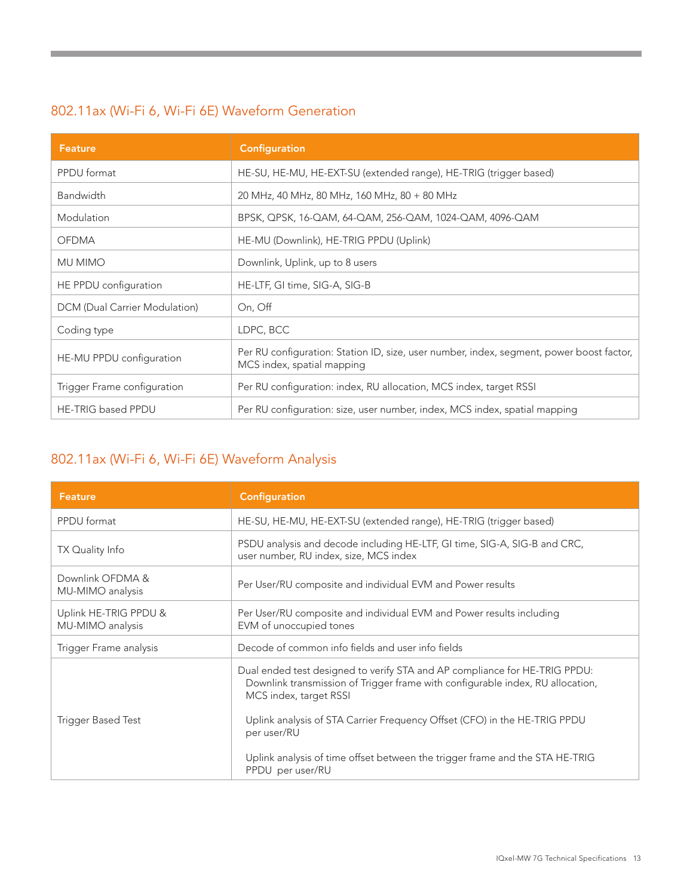## 802.11ax (Wi-Fi 6, Wi-Fi 6E) Waveform Generation

| Feature | Configuration |
|---|---|
| PPDU format | HE-SU, HE-MU, HE-EXT-SU (extended range), HE-TRIG (trigger based) |
| Bandwidth | 20 MHz, 40 MHz, 80 MHz, 160 MHz, 80 + 80 MHz |
| Modulation | BPSK, QPSK, 16-QAM, 64-QAM, 256-QAM, 1024-QAM, 4096-QAM |
| OFDMA | HE-MU (Downlink), HE-TRIG PPDU (Uplink) |
| MU MIMO | Downlink, Uplink, up to 8 users |
| HE PPDU configuration | HE-LTF, GI time, SIG-A, SIG-B |
| DCM (Dual Carrier Modulation) | On, Off |
| Coding type | LDPC, BCC |
| HE-MU PPDU configuration | Per RU configuration: Station ID, size, user number, index, segment, power boost factor, MCS index, spatial mapping |
| Trigger Frame configuration | Per RU configuration: index, RU allocation, MCS index, target RSSI |
| HE-TRIG based PPDU | Per RU configuration: size, user number, index, MCS index, spatial mapping |

## 802.11ax (Wi-Fi 6, Wi-Fi 6E) Waveform Analysis

| Feature | Configuration |
|---|---|
| PPDU format | HE-SU, HE-MU, HE-EXT-SU (extended range), HE-TRIG (trigger based) |
| TX Quality Info | PSDU analysis and decode including HE-LTF, GI time, SIG-A, SIG-B and CRC, user number, RU index, size, MCS index |
| Downlink OFDMA & MU-MIMO analysis | Per User/RU composite and individual EVM and Power results |
| Uplink HE-TRIG PPDU & MU-MIMO analysis | Per User/RU composite and individual EVM and Power results including EVM of unoccupied tones |
| Trigger Frame analysis | Decode of common info fields and user info fields |
| Trigger Based Test | Dual ended test designed to verify STA and AP compliance for HE-TRIG PPDU: Downlink transmission of Trigger frame with configurable index, RU allocation, MCS index, target RSSI<br><br>Uplink analysis of STA Carrier Frequency Offset (CFO) in the HE-TRIG PPDU per user/RU<br><br>Uplink analysis of time offset between the trigger frame and the STA HE-TRIG PPDU per user/RU |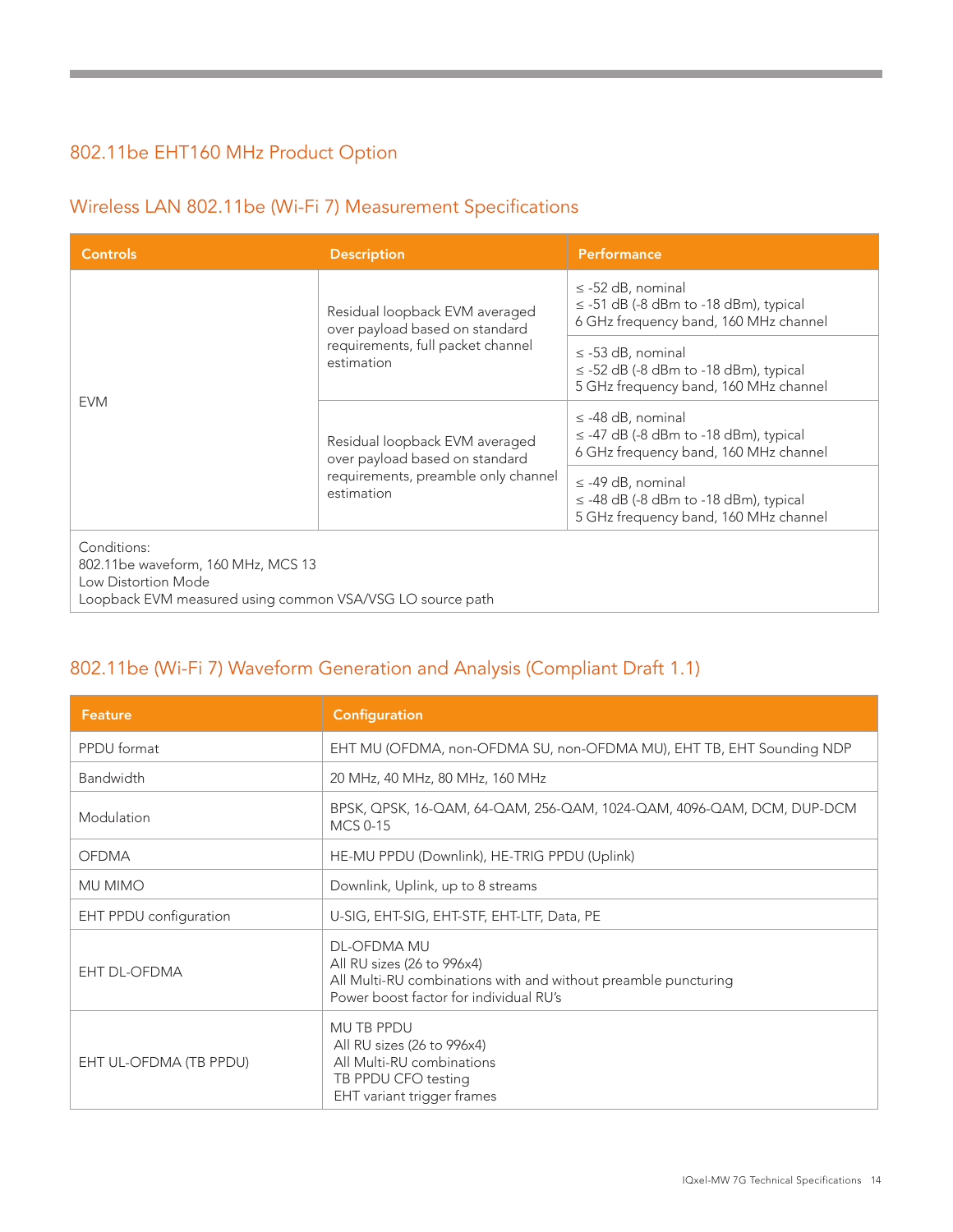## 802.11be EHT160 MHz Product Option

### Wireless LAN 802.11be (Wi-Fi 7) Measurement Specifications

| Controls | Description | Performance |
|---|---|---|
| EVM | Residual loopback EVM averaged over payload based on standard requirements, full packet channel estimation | ≤ -52 dB, nominal<br>≤ -51 dB (-8 dBm to -18 dBm), typical<br>6 GHz frequency band, 160 MHz channel |
| | | ≤ -53 dB, nominal<br>≤ -52 dB (-8 dBm to -18 dBm), typical<br>5 GHz frequency band, 160 MHz channel |
| | Residual loopback EVM averaged over payload based on standard requirements, preamble only channel estimation | ≤ -48 dB, nominal<br>≤ -47 dB (-8 dBm to -18 dBm), typical<br>6 GHz frequency band, 160 MHz channel |
| | | ≤ -49 dB, nominal<br>≤ -48 dB (-8 dBm to -18 dBm), typical<br>5 GHz frequency band, 160 MHz channel |
| Conditions:<br>802.11be waveform, 160 MHz, MCS 13<br>Low Distortion Mode<br>Loopback EVM measured using common VSA/VSG LO source path | | |

### 802.11be (Wi-Fi 7) Waveform Generation and Analysis (Compliant Draft 1.1)

| Feature | Configuration |
|---|---|
| PPDU format | EHT MU (OFDMA, non-OFDMA SU, non-OFDMA MU), EHT TB, EHT Sounding NDP |
| Bandwidth | 20 MHz, 40 MHz, 80 MHz, 160 MHz |
| Modulation | BPSK, QPSK, 16-QAM, 64-QAM, 256-QAM, 1024-QAM, 4096-QAM, DCM, DUP-DCM<br>MCS 0-15 |
| OFDMA | HE-MU PPDU (Downlink), HE-TRIG PPDU (Uplink) |
| MU MIMO | Downlink, Uplink, up to 8 streams |
| EHT PPDU configuration | U-SIG, EHT-SIG, EHT-STF, EHT-LTF, Data, PE |
| EHT DL-OFDMA | DL-OFDMA MU<br>All RU sizes (26 to 996x4)<br>All Multi-RU combinations with and without preamble puncturing<br>Power boost factor for individual RU's |
| EHT UL-OFDMA (TB PPDU) | MU TB PPDU<br>All RU sizes (26 to 996x4)<br>All Multi-RU combinations<br>TB PPDU CFO testing<br>EHT variant trigger frames |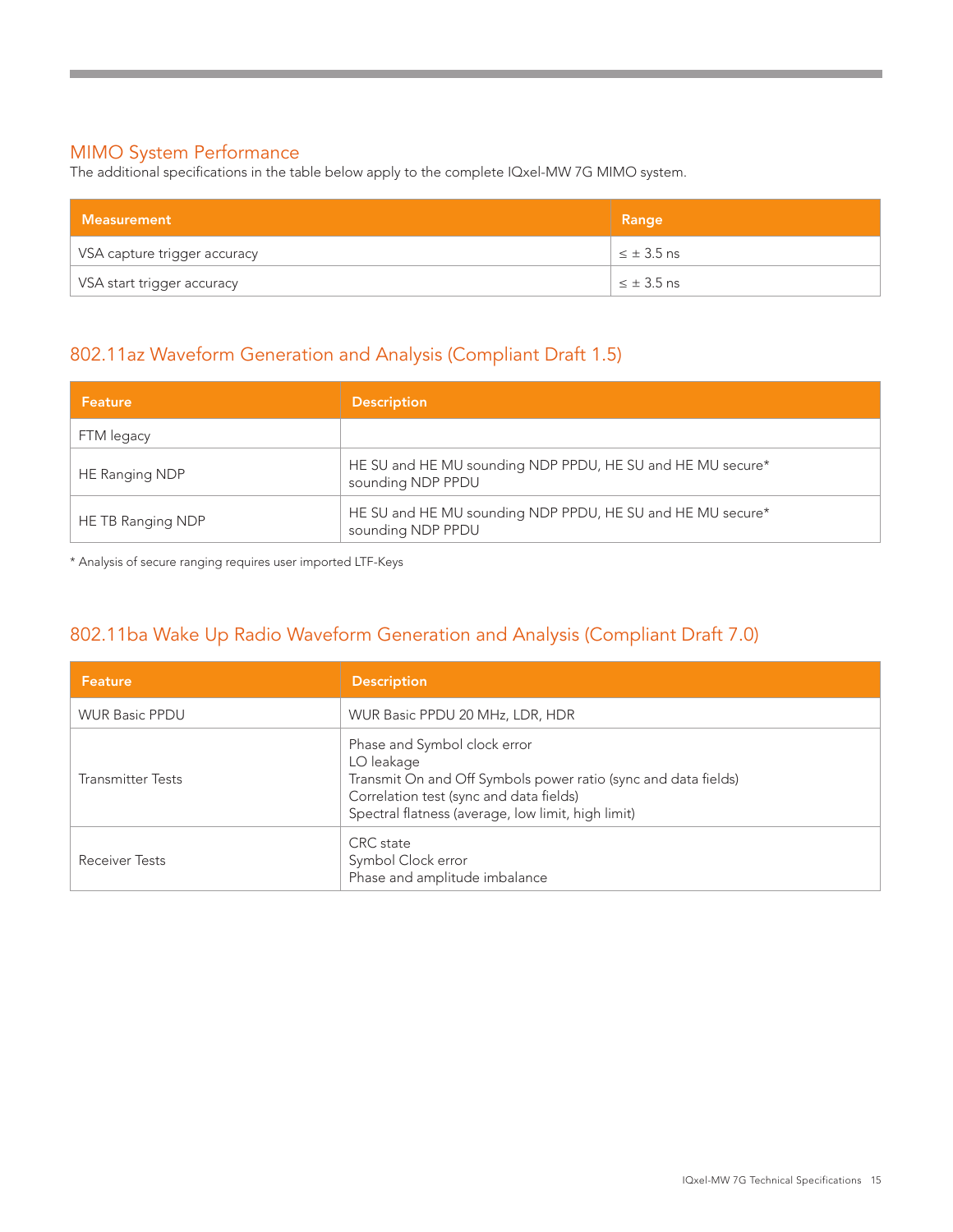## MIMO System Performance

The additional specifications in the table below apply to the complete IQxel-MW 7G MIMO system.

| Measurement | Range |
|---|---|
| VSA capture trigger accuracy | ≤ ± 3.5 ns |
| VSA start trigger accuracy | ≤ ± 3.5 ns |

## 802.11az Waveform Generation and Analysis (Compliant Draft 1.5)

| Feature | Description |
|---|---|
| FTM legacy | |
| HE Ranging NDP | HE SU and HE MU sounding NDP PPDU, HE SU and HE MU secure* sounding NDP PPDU |
| HE TB Ranging NDP | HE SU and HE MU sounding NDP PPDU, HE SU and HE MU secure* sounding NDP PPDU |

* Analysis of secure ranging requires user imported LTF-Keys

## 802.11ba Wake Up Radio Waveform Generation and Analysis (Compliant Draft 7.0)

| Feature | Description |
|---|---|
| WUR Basic PPDU | WUR Basic PPDU 20 MHz, LDR, HDR |
| Transmitter Tests | Phase and Symbol clock error<br>LO leakage<br>Transmit On and Off Symbols power ratio (sync and data fields)<br>Correlation test (sync and data fields)<br>Spectral flatness (average, low limit, high limit) |
| Receiver Tests | CRC state<br>Symbol Clock error<br>Phase and amplitude imbalance |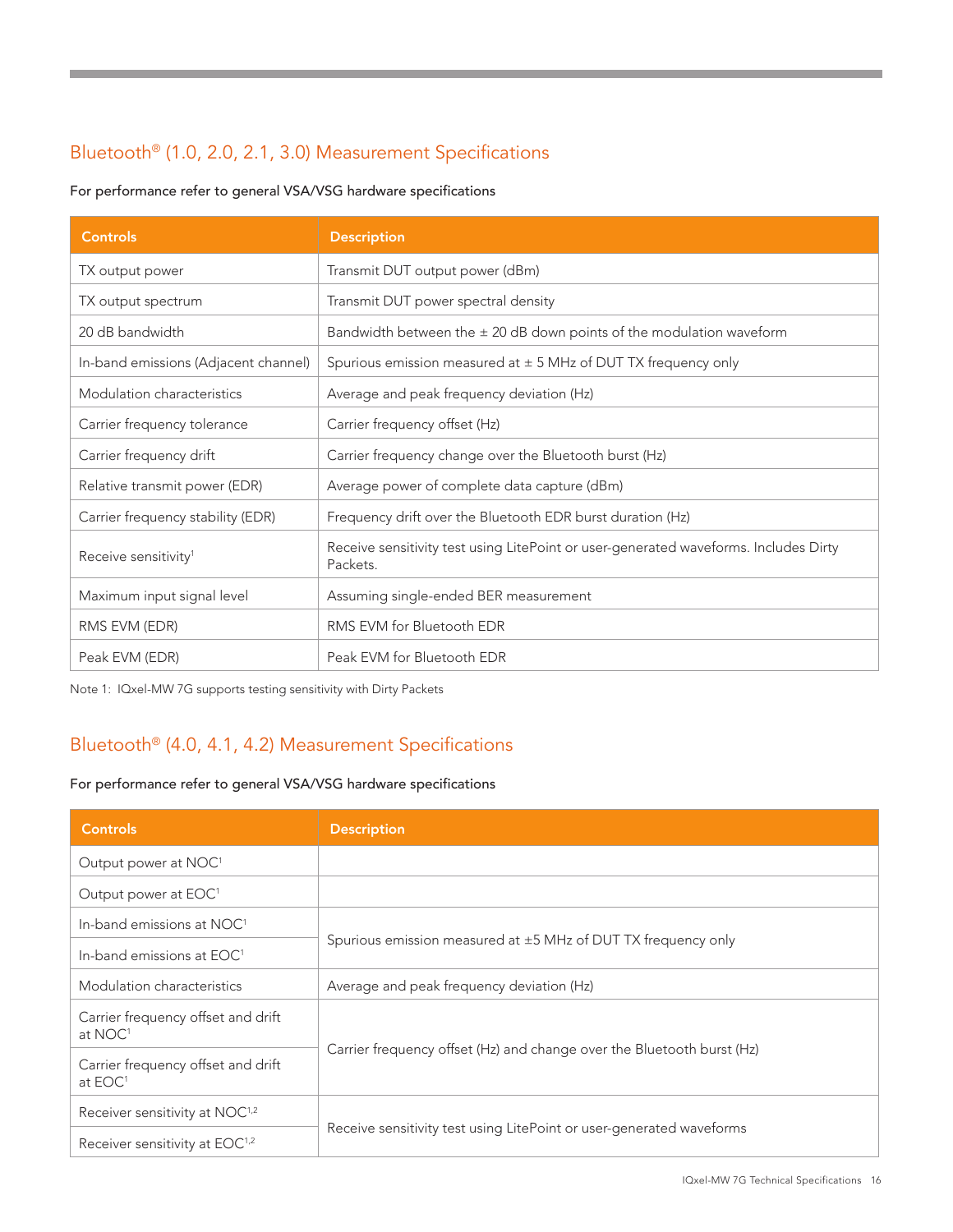## Bluetooth® (1.0, 2.0, 2.1, 3.0) Measurement Specifications

For performance refer to general VSA/VSG hardware specifications

| Controls | Description |
|---|---|
| TX output power | Transmit DUT output power (dBm) |
| TX output spectrum | Transmit DUT power spectral density |
| 20 dB bandwidth | Bandwidth between the ± 20 dB down points of the modulation waveform |
| In-band emissions (Adjacent channel) | Spurious emission measured at ± 5 MHz of DUT TX frequency only |
| Modulation characteristics | Average and peak frequency deviation (Hz) |
| Carrier frequency tolerance | Carrier frequency offset (Hz) |
| Carrier frequency drift | Carrier frequency change over the Bluetooth burst (Hz) |
| Relative transmit power (EDR) | Average power of complete data capture (dBm) |
| Carrier frequency stability (EDR) | Frequency drift over the Bluetooth EDR burst duration (Hz) |
| Receive sensitivity[1] | Receive sensitivity test using LitePoint or user-generated waveforms. Includes Dirty Packets. |
| Maximum input signal level | Assuming single-ended BER measurement |
| RMS EVM (EDR) | RMS EVM for Bluetooth EDR |
| Peak EVM (EDR) | Peak EVM for Bluetooth EDR |

Note 1: IQxel-MW 7G supports testing sensitivity with Dirty Packets

## Bluetooth® (4.0, 4.1, 4.2) Measurement Specifications

For performance refer to general VSA/VSG hardware specifications

| Controls | Description |
|---|---|
| Output power at NOC[1] | |
| Output power at EOC[1] | |
| In-band emissions at NOC[1] | Spurious emission measured at ±5 MHz of DUT TX frequency only |
| In-band emissions at EOC[1] | |
| Modulation characteristics | Average and peak frequency deviation (Hz) |
| Carrier frequency offset and drift at NOC[1] | Carrier frequency offset (Hz) and change over the Bluetooth burst (Hz) |
| Carrier frequency offset and drift at EOC[1] | |
| Receiver sensitivity at NOC[1,2] | Receive sensitivity test using LitePoint or user-generated waveforms |
| Receiver sensitivity at EOC[1,2] | |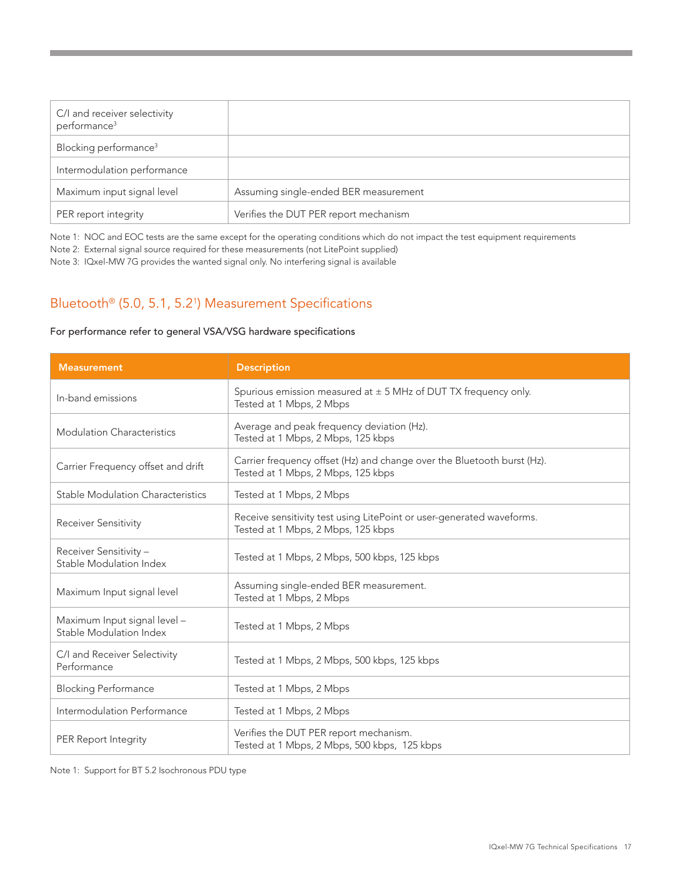| | |
|---|---|
| C/I and receiver selectivity performance[3] | |
| Blocking performance[3] | |
| Intermodulation performance | |
| Maximum input signal level | Assuming single-ended BER measurement |
| PER report integrity | Verifies the DUT PER report mechanism |

Note 1: NOC and EOC tests are the same except for the operating conditions which do not impact the test equipment requirements

Note 2: External signal source required for these measurements (not LitePoint supplied)

Note 3: IQxel-MW 7G provides the wanted signal only. No interfering signal is available

## Bluetooth® (5.0, 5.1, 5.2[1]) Measurement Specifications

For performance refer to general VSA/VSG hardware specifications

| Measurement | Description |
|---|---|
| In-band emissions | Spurious emission measured at ± 5 MHz of DUT TX frequency only. Tested at 1 Mbps, 2 Mbps |
| Modulation Characteristics | Average and peak frequency deviation (Hz). Tested at 1 Mbps, 2 Mbps, 125 kbps |
| Carrier Frequency offset and drift | Carrier frequency offset (Hz) and change over the Bluetooth burst (Hz). Tested at 1 Mbps, 2 Mbps, 125 kbps |
| Stable Modulation Characteristics | Tested at 1 Mbps, 2 Mbps |
| Receiver Sensitivity | Receive sensitivity test using LitePoint or user-generated waveforms. Tested at 1 Mbps, 2 Mbps, 125 kbps |
| Receiver Sensitivity – Stable Modulation Index | Tested at 1 Mbps, 2 Mbps, 500 kbps, 125 kbps |
| Maximum Input signal level | Assuming single-ended BER measurement. Tested at 1 Mbps, 2 Mbps |
| Maximum Input signal level – Stable Modulation Index | Tested at 1 Mbps, 2 Mbps |
| C/I and Receiver Selectivity Performance | Tested at 1 Mbps, 2 Mbps, 500 kbps, 125 kbps |
| Blocking Performance | Tested at 1 Mbps, 2 Mbps |
| Intermodulation Performance | Tested at 1 Mbps, 2 Mbps |
| PER Report Integrity | Verifies the DUT PER report mechanism. Tested at 1 Mbps, 2 Mbps, 500 kbps, 125 kbps |

Note 1: Support for BT 5.2 Isochronous PDU type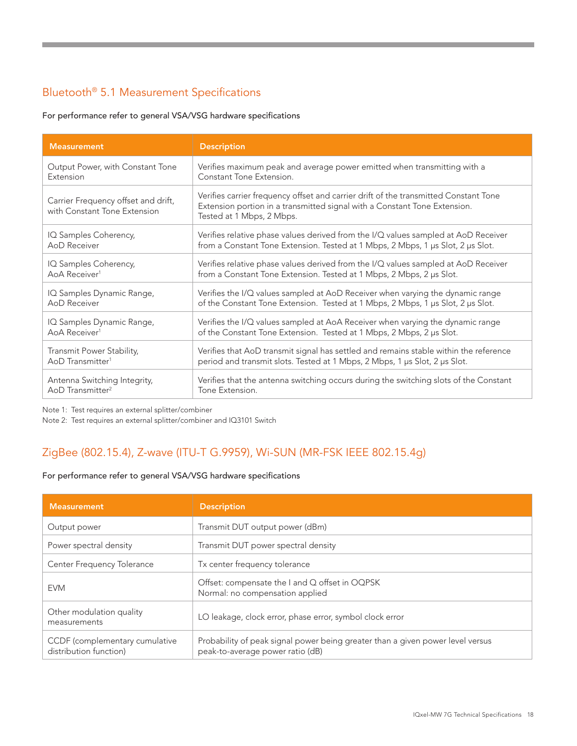## Bluetooth® 5.1 Measurement Specifications

For performance refer to general VSA/VSG hardware specifications

| Measurement | Description |
| --- | --- |
| Output Power, with Constant Tone Extension | Verifies maximum peak and average power emitted when transmitting with a Constant Tone Extension. |
| Carrier Frequency offset and drift, with Constant Tone Extension | Verifies carrier frequency offset and carrier drift of the transmitted Constant Tone Extension portion in a transmitted signal with a Constant Tone Extension. Tested at 1 Mbps, 2 Mbps. |
| IQ Samples Coherency, AoD Receiver | Verifies relative phase values derived from the I/Q values sampled at AoD Receiver from a Constant Tone Extension. Tested at 1 Mbps, 2 Mbps, 1 μs Slot, 2 μs Slot. |
| IQ Samples Coherency, AoA Receiver[1] | Verifies relative phase values derived from the I/Q values sampled at AoD Receiver from a Constant Tone Extension. Tested at 1 Mbps, 2 Mbps, 2 μs Slot. |
| IQ Samples Dynamic Range, AoD Receiver | Verifies the I/Q values sampled at AoD Receiver when varying the dynamic range of the Constant Tone Extension. Tested at 1 Mbps, 2 Mbps, 1 μs Slot, 2 μs Slot. |
| IQ Samples Dynamic Range, AoA Receiver[1] | Verifies the I/Q values sampled at AoA Receiver when varying the dynamic range of the Constant Tone Extension. Tested at 1 Mbps, 2 Mbps, 2 μs Slot. |
| Transmit Power Stability, AoD Transmitter[1] | Verifies that AoD transmit signal has settled and remains stable within the reference period and transmit slots. Tested at 1 Mbps, 2 Mbps, 1 μs Slot, 2 μs Slot. |
| Antenna Switching Integrity, AoD Transmitter[2] | Verifies that the antenna switching occurs during the switching slots of the Constant Tone Extension. |

Note 1: Test requires an external splitter/combiner
Note 2: Test requires an external splitter/combiner and IQ3101 Switch

## ZigBee (802.15.4), Z-wave (ITU-T G.9959), Wi-SUN (MR-FSK IEEE 802.15.4g)

For performance refer to general VSA/VSG hardware specifications

| Measurement | Description |
| --- | --- |
| Output power | Transmit DUT output power (dBm) |
| Power spectral density | Transmit DUT power spectral density |
| Center Frequency Tolerance | Tx center frequency tolerance |
| EVM | Offset: compensate the I and Q offset in OQPSK<br>Normal: no compensation applied |
| Other modulation quality measurements | LO leakage, clock error, phase error, symbol clock error |
| CCDF (complementary cumulative distribution function) | Probability of peak signal power being greater than a given power level versus peak-to-average power ratio (dB) |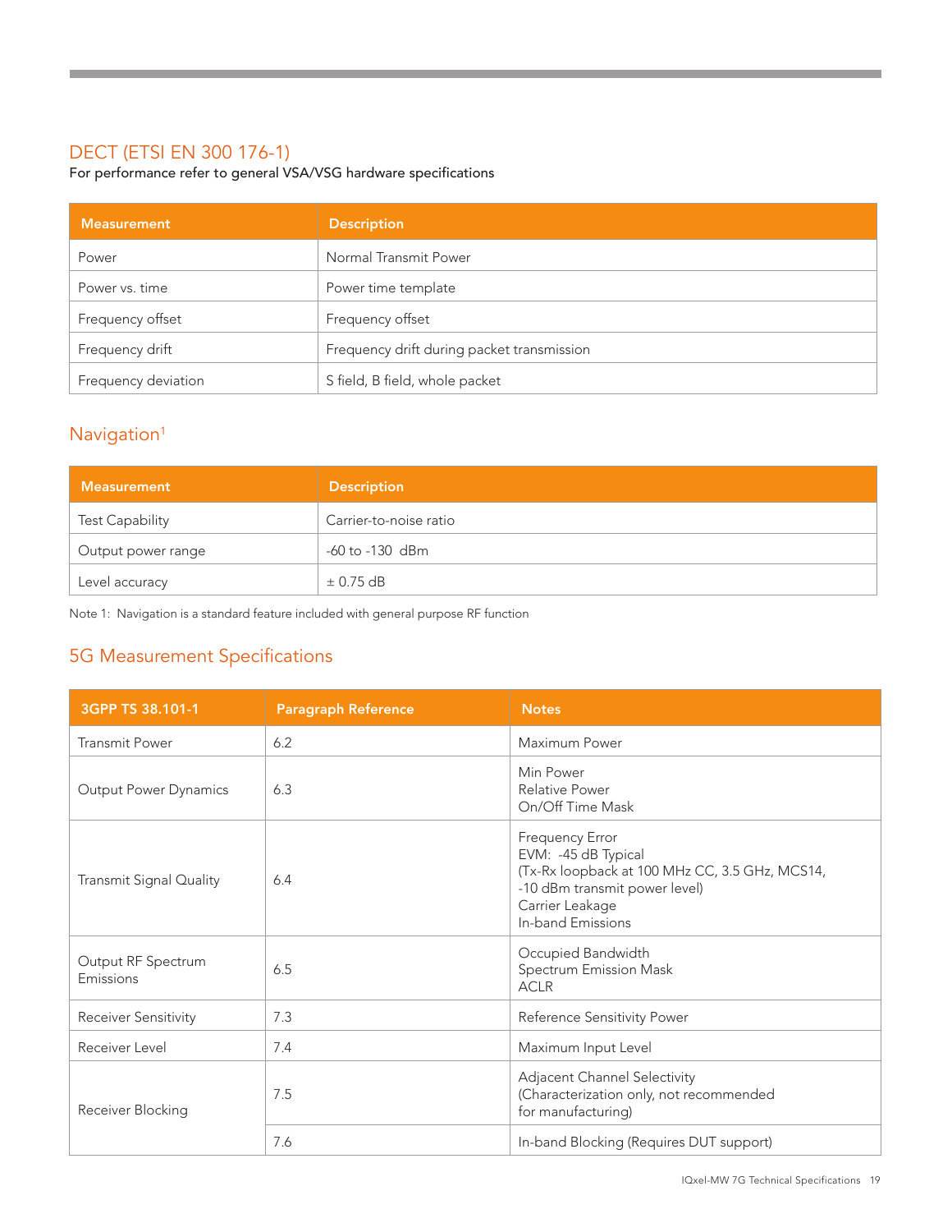## DECT (ETSI EN 300 176-1)

For performance refer to general VSA/VSG hardware specifications

| Measurement | Description |
|---|---|
| Power | Normal Transmit Power |
| Power vs. time | Power time template |
| Frequency offset | Frequency offset |
| Frequency drift | Frequency drift during packet transmission |
| Frequency deviation | S field, B field, whole packet |

## Navigation[1]

| Measurement | Description |
|---|---|
| Test Capability | Carrier-to-noise ratio |
| Output power range | -60 to -130 dBm |
| Level accuracy | ± 0.75 dB |

Note 1: Navigation is a standard feature included with general purpose RF function

## 5G Measurement Specifications

| 3GPP TS 38.101-1 | Paragraph Reference | Notes |
|---|---|---|
| Transmit Power | 6.2 | Maximum Power |
| Output Power Dynamics | 6.3 | Min Power<br>Relative Power<br>On/Off Time Mask |
| Transmit Signal Quality | 6.4 | Frequency Error<br>EVM: -45 dB Typical<br>(Tx-Rx loopback at 100 MHz CC, 3.5 GHz, MCS14, -10 dBm transmit power level)<br>Carrier Leakage<br>In-band Emissions |
| Output RF Spectrum Emissions | 6.5 | Occupied Bandwidth<br>Spectrum Emission Mask<br>ACLR |
| Receiver Sensitivity | 7.3 | Reference Sensitivity Power |
| Receiver Level | 7.4 | Maximum Input Level |
| Receiver Blocking | 7.5 | Adjacent Channel Selectivity<br>(Characterization only, not recommended for manufacturing) |
| | 7.6 | In-band Blocking (Requires DUT support) |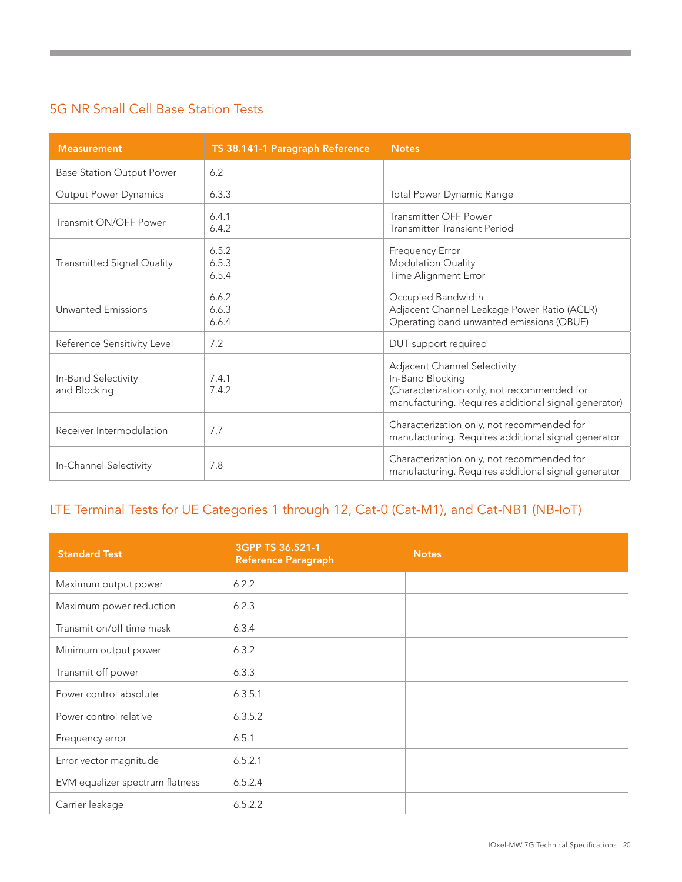## 5G NR Small Cell Base Station Tests

| Measurement | TS 38.141-1 Paragraph Reference | Notes |
|---|---|---|
| Base Station Output Power | 6.2 | |
| Output Power Dynamics | 6.3.3 | Total Power Dynamic Range |
| Transmit ON/OFF Power | 6.4.1<br>6.4.2 | Transmitter OFF Power<br>Transmitter Transient Period |
| Transmitted Signal Quality | 6.5.2<br>6.5.3<br>6.5.4 | Frequency Error<br>Modulation Quality<br>Time Alignment Error |
| Unwanted Emissions | 6.6.2<br>6.6.3<br>6.6.4 | Occupied Bandwidth<br>Adjacent Channel Leakage Power Ratio (ACLR)<br>Operating band unwanted emissions (OBUE) |
| Reference Sensitivity Level | 7.2 | DUT support required |
| In-Band Selectivity and Blocking | 7.4.1<br>7.4.2 | Adjacent Channel Selectivity<br>In-Band Blocking<br>(Characterization only, not recommended for manufacturing. Requires additional signal generator) |
| Receiver Intermodulation | 7.7 | Characterization only, not recommended for manufacturing. Requires additional signal generator |
| In-Channel Selectivity | 7.8 | Characterization only, not recommended for manufacturing. Requires additional signal generator |

## LTE Terminal Tests for UE Categories 1 through 12, Cat-0 (Cat-M1), and Cat-NB1 (NB-IoT)

| Standard Test | 3GPP TS 36.521-1 Reference Paragraph | Notes |
|---|---|---|
| Maximum output power | 6.2.2 | |
| Maximum power reduction | 6.2.3 | |
| Transmit on/off time mask | 6.3.4 | |
| Minimum output power | 6.3.2 | |
| Transmit off power | 6.3.3 | |
| Power control absolute | 6.3.5.1 | |
| Power control relative | 6.3.5.2 | |
| Frequency error | 6.5.1 | |
| Error vector magnitude | 6.5.2.1 | |
| EVM equalizer spectrum flatness | 6.5.2.4 | |
| Carrier leakage | 6.5.2.2 | |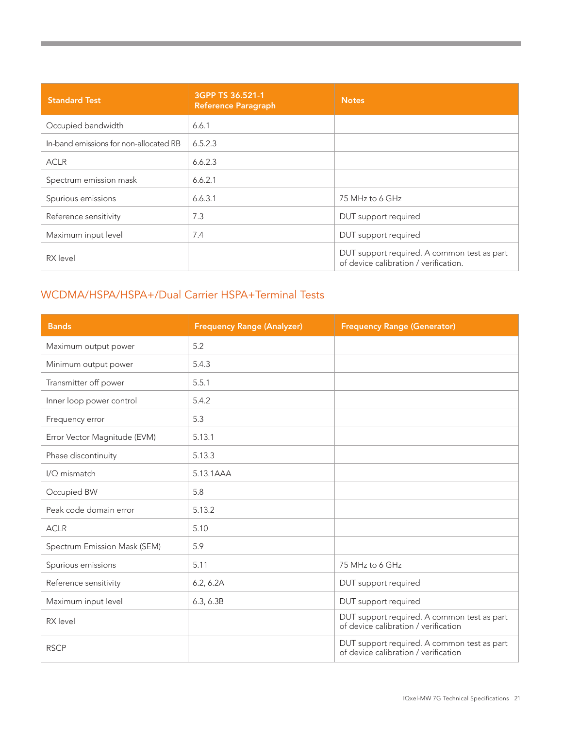| Standard Test | 3GPP TS 36.521-1 Reference Paragraph | Notes |
|---|---|---|
| Occupied bandwidth | 6.6.1 | |
| In-band emissions for non-allocated RB | 6.5.2.3 | |
| ACLR | 6.6.2.3 | |
| Spectrum emission mask | 6.6.2.1 | |
| Spurious emissions | 6.6.3.1 | 75 MHz to 6 GHz |
| Reference sensitivity | 7.3 | DUT support required |
| Maximum input level | 7.4 | DUT support required |
| RX level | | DUT support required. A common test as part of device calibration / verification. |

## WCDMA/HSPA/HSPA+/Dual Carrier HSPA+Terminal Tests

| Bands | Frequency Range (Analyzer) | Frequency Range (Generator) |
|---|---|---|
| Maximum output power | 5.2 | |
| Minimum output power | 5.4.3 | |
| Transmitter off power | 5.5.1 | |
| Inner loop power control | 5.4.2 | |
| Frequency error | 5.3 | |
| Error Vector Magnitude (EVM) | 5.13.1 | |
| Phase discontinuity | 5.13.3 | |
| I/Q mismatch | 5.13.1AAA | |
| Occupied BW | 5.8 | |
| Peak code domain error | 5.13.2 | |
| ACLR | 5.10 | |
| Spectrum Emission Mask (SEM) | 5.9 | |
| Spurious emissions | 5.11 | 75 MHz to 6 GHz |
| Reference sensitivity | 6.2, 6.2A | DUT support required |
| Maximum input level | 6.3, 6.3B | DUT support required |
| RX level | | DUT support required. A common test as part of device calibration / verification |
| RSCP | | DUT support required. A common test as part of device calibration / verification |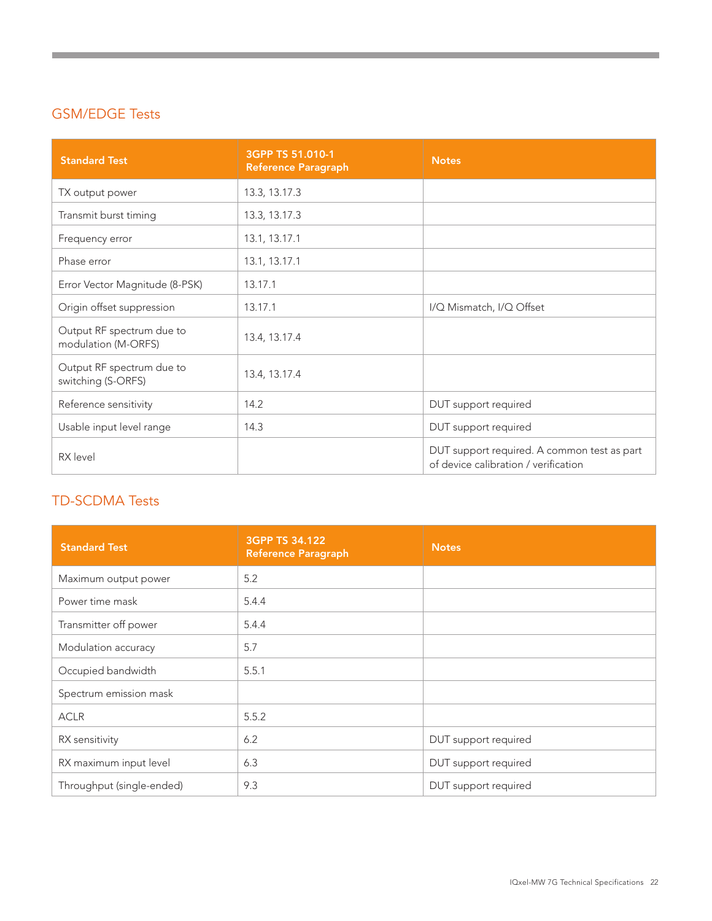## GSM/EDGE Tests

| Standard Test | 3GPP TS 51.010-1 Reference Paragraph | Notes |
|---|---|---|
| TX output power | 13.3, 13.17.3 | |
| Transmit burst timing | 13.3, 13.17.3 | |
| Frequency error | 13.1, 13.17.1 | |
| Phase error | 13.1, 13.17.1 | |
| Error Vector Magnitude (8-PSK) | 13.17.1 | |
| Origin offset suppression | 13.17.1 | I/Q Mismatch, I/Q Offset |
| Output RF spectrum due to modulation (M-ORFS) | 13.4, 13.17.4 | |
| Output RF spectrum due to switching (S-ORFS) | 13.4, 13.17.4 | |
| Reference sensitivity | 14.2 | DUT support required |
| Usable input level range | 14.3 | DUT support required |
| RX level | | DUT support required. A common test as part of device calibration / verification |

## TD-SCDMA Tests

| Standard Test | 3GPP TS 34.122 Reference Paragraph | Notes |
|---|---|---|
| Maximum output power | 5.2 | |
| Power time mask | 5.4.4 | |
| Transmitter off power | 5.4.4 | |
| Modulation accuracy | 5.7 | |
| Occupied bandwidth | 5.5.1 | |
| Spectrum emission mask | | |
| ACLR | 5.5.2 | |
| RX sensitivity | 6.2 | DUT support required |
| RX maximum input level | 6.3 | DUT support required |
| Throughput (single-ended) | 9.3 | DUT support required |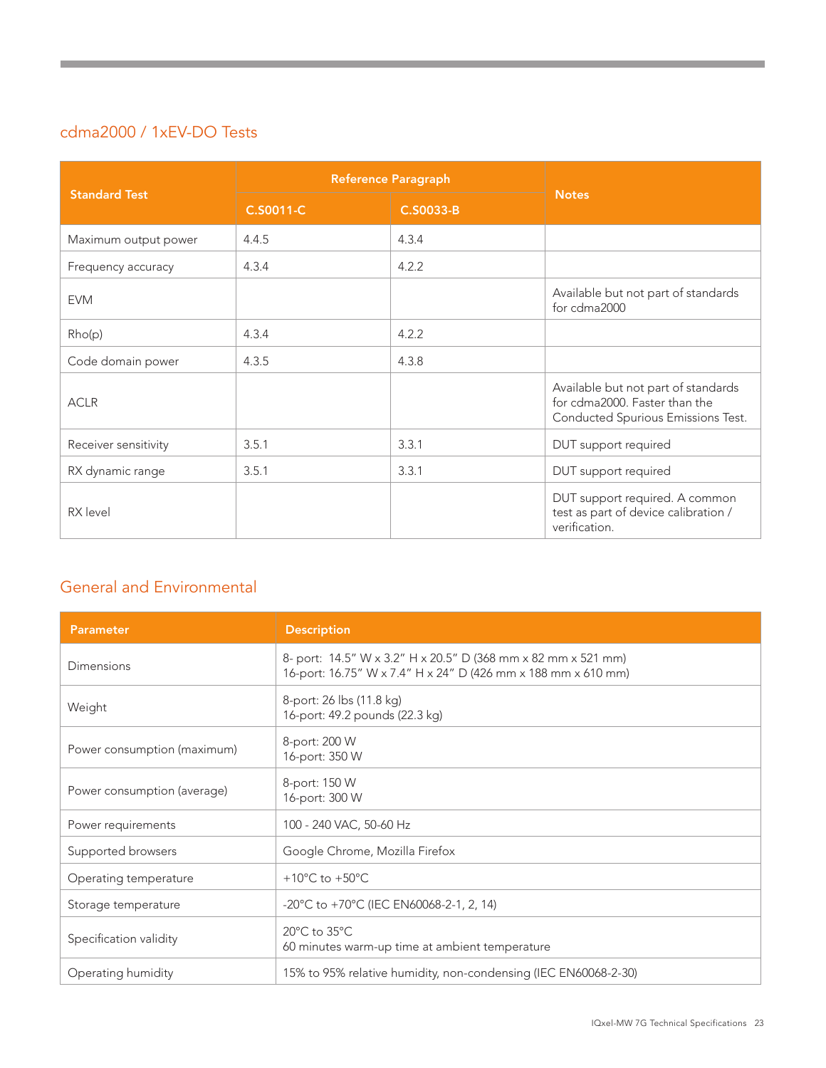## cdma2000 / 1xEV-DO Tests

| Standard Test | Reference Paragraph | | Notes |
|---|---|---|---|
| | C.S0011-C | C.S0033-B | |
| Maximum output power | 4.4.5 | 4.3.4 | |
| Frequency accuracy | 4.3.4 | 4.2.2 | |
| EVM | | | Available but not part of standards for cdma2000 |
| Rho(p) | 4.3.4 | 4.2.2 | |
| Code domain power | 4.3.5 | 4.3.8 | |
| ACLR | | | Available but not part of standards for cdma2000. Faster than the Conducted Spurious Emissions Test. |
| Receiver sensitivity | 3.5.1 | 3.3.1 | DUT support required |
| RX dynamic range | 3.5.1 | 3.3.1 | DUT support required |
| RX level | | | DUT support required. A common test as part of device calibration / verification. |

## General and Environmental

| Parameter | Description |
|---|---|
| Dimensions | 8- port: 14.5" W x 3.2" H x 20.5" D (368 mm x 82 mm x 521 mm)<br>16-port: 16.75" W x 7.4" H x 24" D (426 mm x 188 mm x 610 mm) |
| Weight | 8-port: 26 lbs (11.8 kg)<br>16-port: 49.2 pounds (22.3 kg) |
| Power consumption (maximum) | 8-port: 200 W<br>16-port: 350 W |
| Power consumption (average) | 8-port: 150 W<br>16-port: 300 W |
| Power requirements | 100 - 240 VAC, 50-60 Hz |
| Supported browsers | Google Chrome, Mozilla Firefox |
| Operating temperature | +10°C to +50°C |
| Storage temperature | -20°C to +70°C (IEC EN60068-2-1, 2, 14) |
| Specification validity | 20°C to 35°C<br>60 minutes warm-up time at ambient temperature |
| Operating humidity | 15% to 95% relative humidity, non-condensing (IEC EN60068-2-30) |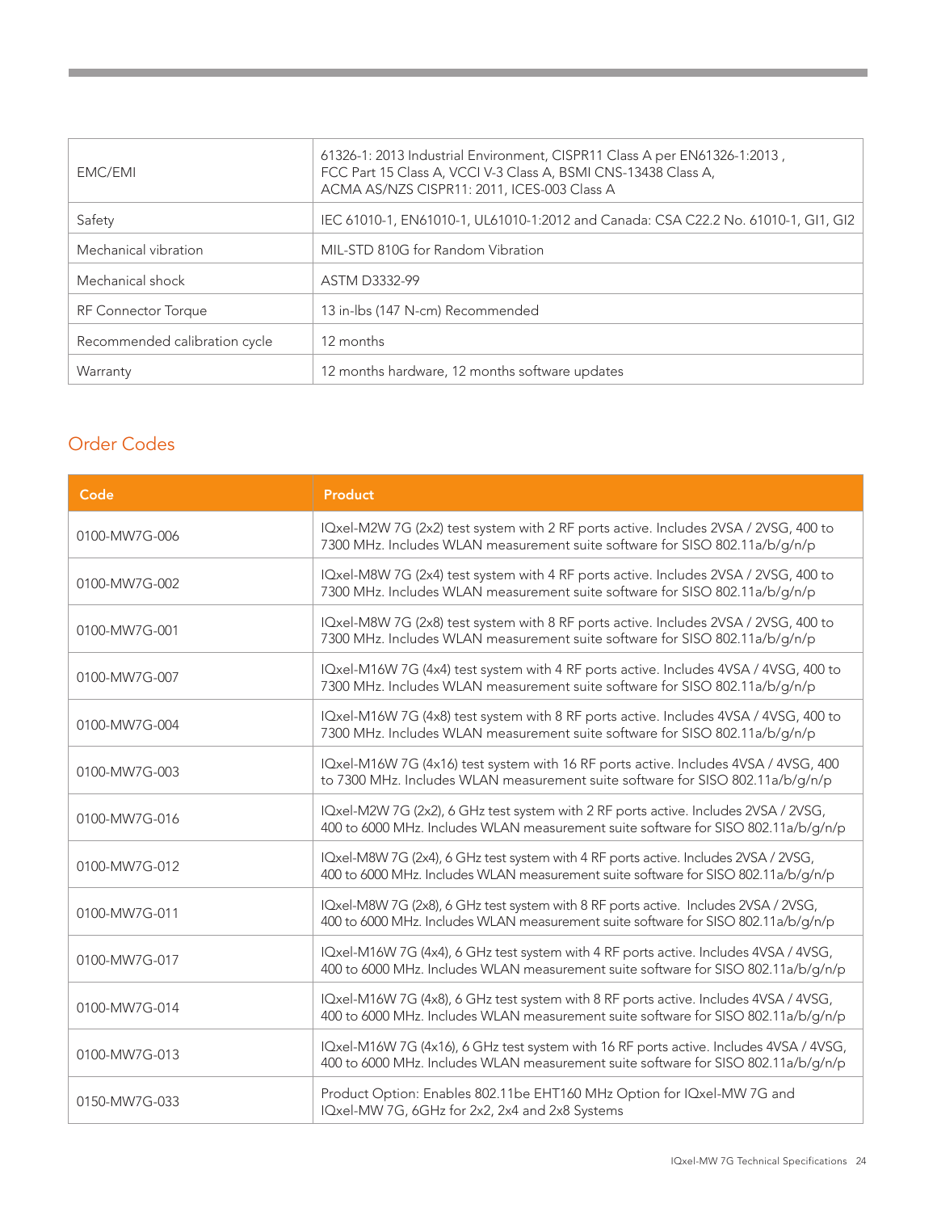| | |
|---|---|
| EMC/EMI | 61326-1: 2013 Industrial Environment, CISPR11 Class A per EN61326-1:2013 , FCC Part 15 Class A, VCCI V-3 Class A, BSMI CNS-13438 Class A, ACMA AS/NZS CISPR11: 2011, ICES-003 Class A |
| Safety | IEC 61010-1, EN61010-1, UL61010-1:2012 and Canada: CSA C22.2 No. 61010-1, GI1, GI2 |
| Mechanical vibration | MIL-STD 810G for Random Vibration |
| Mechanical shock | ASTM D3332-99 |
| RF Connector Torque | 13 in-lbs (147 N-cm) Recommended |
| Recommended calibration cycle | 12 months |
| Warranty | 12 months hardware, 12 months software updates |

## Order Codes

| Code | Product |
|---|---|
| 0100-MW7G-006 | IQxel-M2W 7G (2x2) test system with 2 RF ports active. Includes 2VSA / 2VSG, 400 to 7300 MHz. Includes WLAN measurement suite software for SISO 802.11a/b/g/n/p |
| 0100-MW7G-002 | IQxel-M8W 7G (2x4) test system with 4 RF ports active. Includes 2VSA / 2VSG, 400 to 7300 MHz. Includes WLAN measurement suite software for SISO 802.11a/b/g/n/p |
| 0100-MW7G-001 | IQxel-M8W 7G (2x8) test system with 8 RF ports active. Includes 2VSA / 2VSG, 400 to 7300 MHz. Includes WLAN measurement suite software for SISO 802.11a/b/g/n/p |
| 0100-MW7G-007 | IQxel-M16W 7G (4x4) test system with 4 RF ports active. Includes 4VSA / 4VSG, 400 to 7300 MHz. Includes WLAN measurement suite software for SISO 802.11a/b/g/n/p |
| 0100-MW7G-004 | IQxel-M16W 7G (4x8) test system with 8 RF ports active. Includes 4VSA / 4VSG, 400 to 7300 MHz. Includes WLAN measurement suite software for SISO 802.11a/b/g/n/p |
| 0100-MW7G-003 | IQxel-M16W 7G (4x16) test system with 16 RF ports active. Includes 4VSA / 4VSG, 400 to 7300 MHz. Includes WLAN measurement suite software for SISO 802.11a/b/g/n/p |
| 0100-MW7G-016 | IQxel-M2W 7G (2x2), 6 GHz test system with 2 RF ports active. Includes 2VSA / 2VSG, 400 to 6000 MHz. Includes WLAN measurement suite software for SISO 802.11a/b/g/n/p |
| 0100-MW7G-012 | IQxel-M8W 7G (2x4), 6 GHz test system with 4 RF ports active. Includes 2VSA / 2VSG, 400 to 6000 MHz. Includes WLAN measurement suite software for SISO 802.11a/b/g/n/p |
| 0100-MW7G-011 | IQxel-M8W 7G (2x8), 6 GHz test system with 8 RF ports active. Includes 2VSA / 2VSG, 400 to 6000 MHz. Includes WLAN measurement suite software for SISO 802.11a/b/g/n/p |
| 0100-MW7G-017 | IQxel-M16W 7G (4x4), 6 GHz test system with 4 RF ports active. Includes 4VSA / 4VSG, 400 to 6000 MHz. Includes WLAN measurement suite software for SISO 802.11a/b/g/n/p |
| 0100-MW7G-014 | IQxel-M16W 7G (4x8), 6 GHz test system with 8 RF ports active. Includes 4VSA / 4VSG, 400 to 6000 MHz. Includes WLAN measurement suite software for SISO 802.11a/b/g/n/p |
| 0100-MW7G-013 | IQxel-M16W 7G (4x16), 6 GHz test system with 16 RF ports active. Includes 4VSA / 4VSG, 400 to 6000 MHz. Includes WLAN measurement suite software for SISO 802.11a/b/g/n/p |
| 0150-MW7G-033 | Product Option: Enables 802.11be EHT160 MHz Option for IQxel-MW 7G and IQxel-MW 7G, 6GHz for 2x2, 2x4 and 2x8 Systems |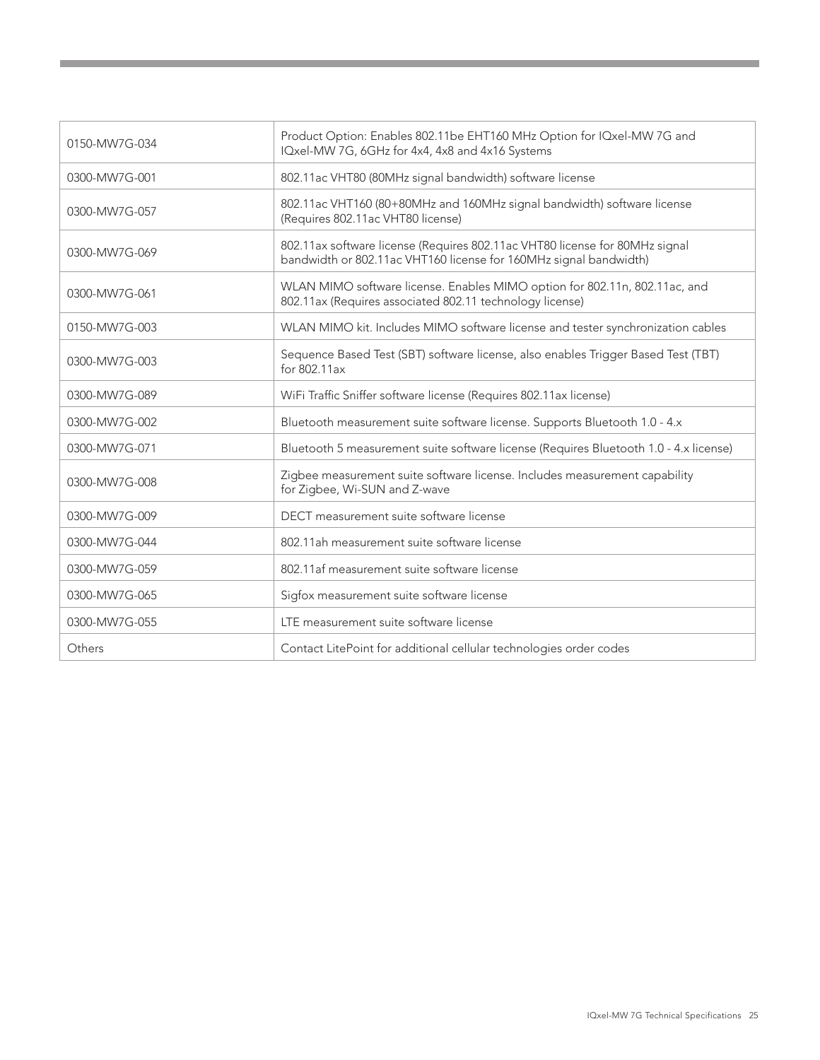| | |
|---|---|
| 0150-MW7G-034 | Product Option: Enables 802.11be EHT160 MHz Option for IQxel-MW 7G and IQxel-MW 7G, 6GHz for 4x4, 4x8 and 4x16 Systems |
| 0300-MW7G-001 | 802.11ac VHT80 (80MHz signal bandwidth) software license |
| 0300-MW7G-057 | 802.11ac VHT160 (80+80MHz and 160MHz signal bandwidth) software license (Requires 802.11ac VHT80 license) |
| 0300-MW7G-069 | 802.11ax software license (Requires 802.11ac VHT80 license for 80MHz signal bandwidth or 802.11ac VHT160 license for 160MHz signal bandwidth) |
| 0300-MW7G-061 | WLAN MIMO software license. Enables MIMO option for 802.11n, 802.11ac, and 802.11ax (Requires associated 802.11 technology license) |
| 0150-MW7G-003 | WLAN MIMO kit. Includes MIMO software license and tester synchronization cables |
| 0300-MW7G-003 | Sequence Based Test (SBT) software license, also enables Trigger Based Test (TBT) for 802.11ax |
| 0300-MW7G-089 | WiFi Traffic Sniffer software license (Requires 802.11ax license) |
| 0300-MW7G-002 | Bluetooth measurement suite software license. Supports Bluetooth 1.0 - 4.x |
| 0300-MW7G-071 | Bluetooth 5 measurement suite software license (Requires Bluetooth 1.0 - 4.x license) |
| 0300-MW7G-008 | Zigbee measurement suite software license. Includes measurement capability for Zigbee, Wi-SUN and Z-wave |
| 0300-MW7G-009 | DECT measurement suite software license |
| 0300-MW7G-044 | 802.11ah measurement suite software license |
| 0300-MW7G-059 | 802.11af measurement suite software license |
| 0300-MW7G-065 | Sigfox measurement suite software license |
| 0300-MW7G-055 | LTE measurement suite software license |
| Others | Contact LitePoint for additional cellular technologies order codes |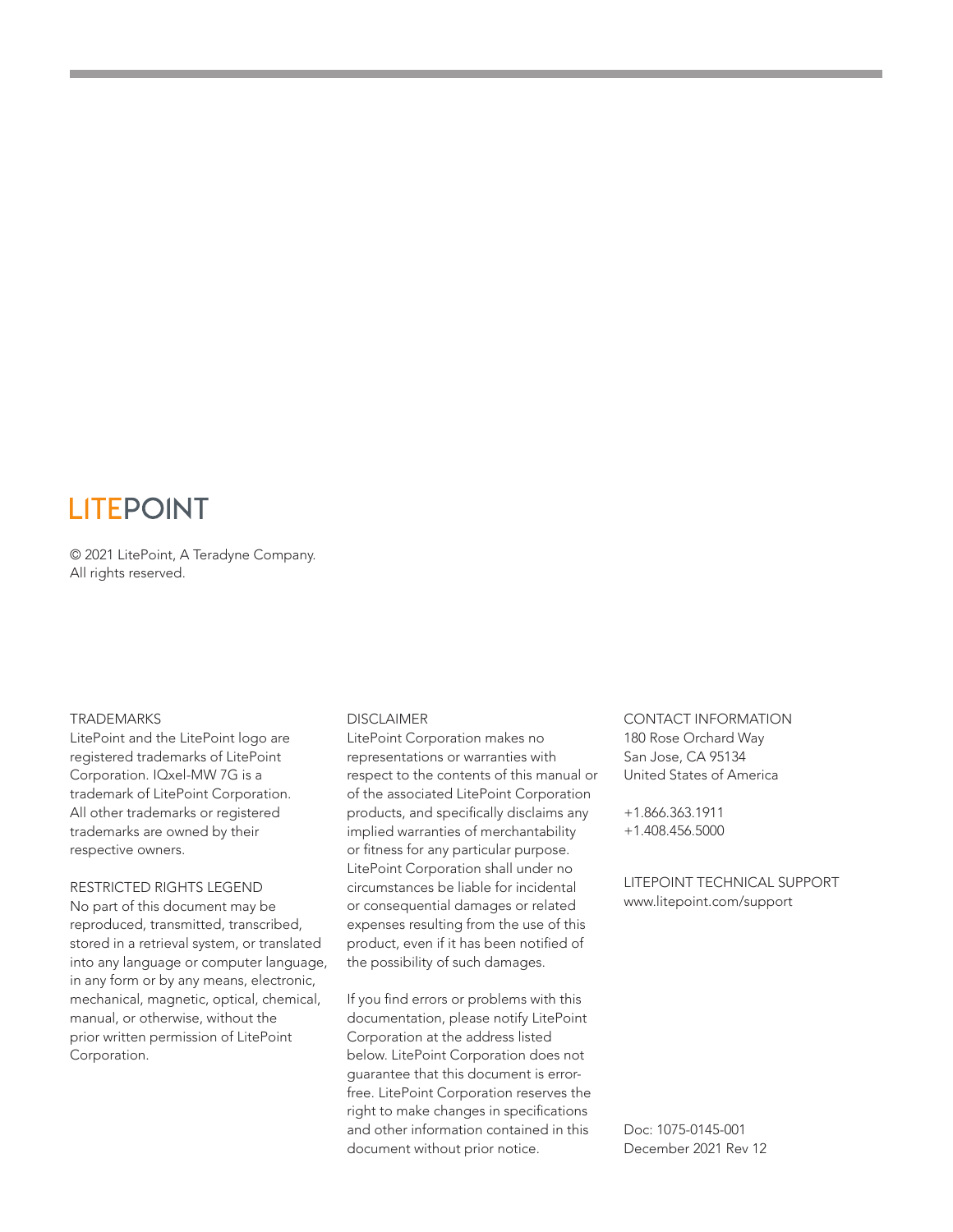# LITEPOINT

© 2021 LitePoint, A Teradyne Company.
All rights reserved.

TRADEMARKS

LitePoint and the LitePoint logo are registered trademarks of LitePoint Corporation. IQxel-MW 7G is a trademark of LitePoint Corporation. All other trademarks or registered trademarks are owned by their respective owners.

RESTRICTED RIGHTS LEGEND

No part of this document may be reproduced, transmitted, transcribed, stored in a retrieval system, or translated into any language or computer language, in any form or by any means, electronic, mechanical, magnetic, optical, chemical, manual, or otherwise, without the prior written permission of LitePoint Corporation.

DISCLAIMER

LitePoint Corporation makes no representations or warranties with respect to the contents of this manual or of the associated LitePoint Corporation products, and specifically disclaims any implied warranties of merchantability or fitness for any particular purpose. LitePoint Corporation shall under no circumstances be liable for incidental or consequential damages or related expenses resulting from the use of this product, even if it has been notified of the possibility of such damages.

If you find errors or problems with this documentation, please notify LitePoint Corporation at the address listed below. LitePoint Corporation does not guarantee that this document is error-free. LitePoint Corporation reserves the right to make changes in specifications and other information contained in this document without prior notice.

CONTACT INFORMATION

180 Rose Orchard Way
San Jose, CA 95134
United States of America

+1.866.363.1911
+1.408.456.5000

LITEPOINT TECHNICAL SUPPORT

www.litepoint.com/support

Doc: 1075-0145-001
December 2021 Rev 12